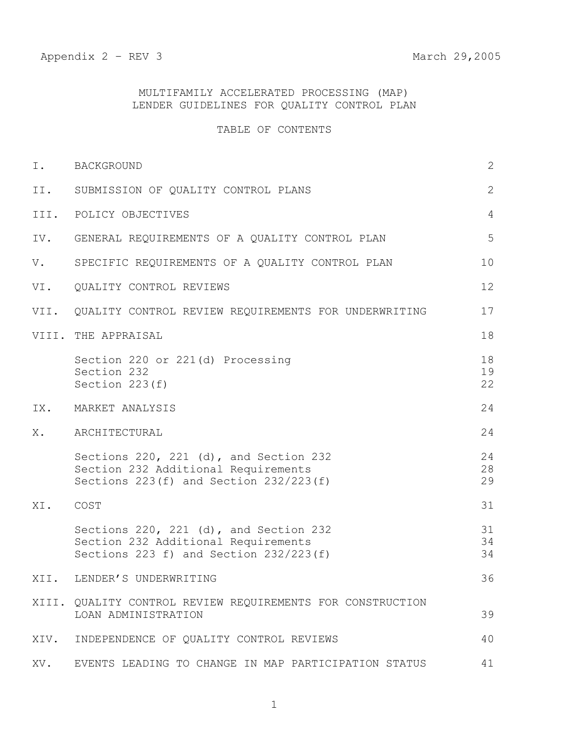Appendix 2 – REV 3 March 29,2005

# MULTIFAMILY ACCELERATED PROCESSING (MAP) LENDER GUIDELINES FOR QUALITY CONTROL PLAN

## TABLE OF CONTENTS

| | | |
|---|---|---|
| I. | BACKGROUND | 2 |
| II. | SUBMISSION OF QUALITY CONTROL PLANS | 2 |
| III. | POLICY OBJECTIVES | 4 |
| IV. | GENERAL REQUIREMENTS OF A QUALITY CONTROL PLAN | 5 |
| V. | SPECIFIC REQUIREMENTS OF A QUALITY CONTROL PLAN | 10 |
| VI. | QUALITY CONTROL REVIEWS | 12 |
| VII. | QUALITY CONTROL REVIEW REQUIREMENTS FOR UNDERWRITING | 17 |
| VIII. | THE APPRAISAL | 18 |
| | Section 220 or 221(d) Processing | 18 |
| | Section 232 | 19 |
| | Section 223(f) | 22 |
| IX. | MARKET ANALYSIS | 24 |
| X. | ARCHITECTURAL | 24 |
| | Sections 220, 221 (d), and Section 232 | 24 |
| | Section 232 Additional Requirements | 28 |
| | Sections 223(f) and Section 232/223(f) | 29 |
| XI. | COST | 31 |
| | Sections 220, 221 (d), and Section 232 | 31 |
| | Section 232 Additional Requirements | 34 |
| | Sections 223 f) and Section 232/223(f) | 34 |
| XII. | LENDER’S UNDERWRITING | 36 |
| XIII. | QUALITY CONTROL REVIEW REQUIREMENTS FOR CONSTRUCTION LOAN ADMINISTRATION | 39 |
| XIV. | INDEPENDENCE OF QUALITY CONTROL REVIEWS | 40 |
| XV. | EVENTS LEADING TO CHANGE IN MAP PARTICIPATION STATUS | 41 |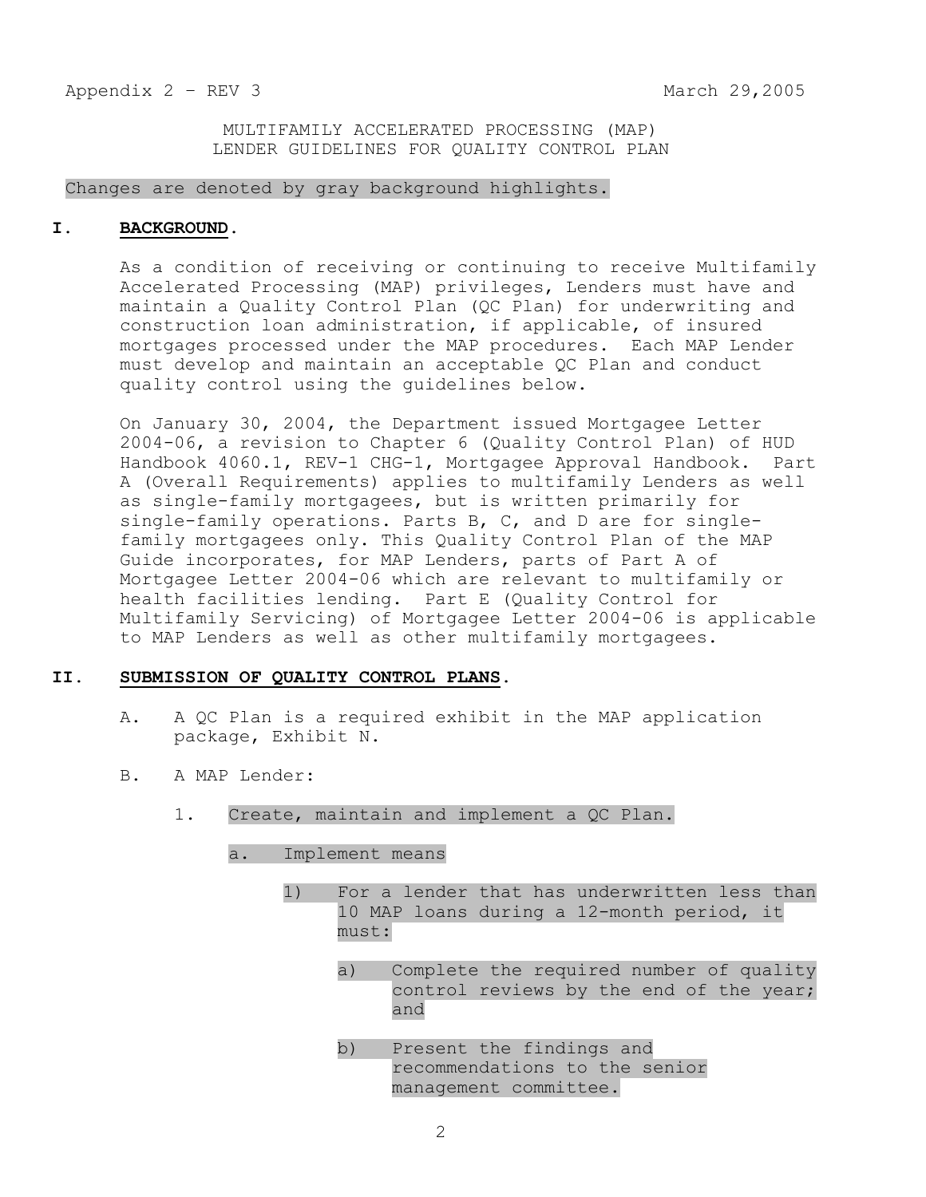Appendix 2 – REV 3 March 29,2005

MULTIFAMILY ACCELERATED PROCESSING (MAP)
LENDER GUIDELINES FOR QUALITY CONTROL PLAN

Changes are denoted by gray background highlights.

## I. **BACKGROUND**.

As a condition of receiving or continuing to receive Multifamily Accelerated Processing (MAP) privileges, Lenders must have and maintain a Quality Control Plan (QC Plan) for underwriting and construction loan administration, if applicable, of insured mortgages processed under the MAP procedures. Each MAP Lender must develop and maintain an acceptable QC Plan and conduct quality control using the guidelines below.

On January 30, 2004, the Department issued Mortgagee Letter 2004-06, a revision to Chapter 6 (Quality Control Plan) of HUD Handbook 4060.1, REV-1 CHG-1, Mortgagee Approval Handbook. Part A (Overall Requirements) applies to multifamily Lenders as well as single-family mortgagees, but is written primarily for single-family operations. Parts B, C, and D are for single-family mortgagees only. This Quality Control Plan of the MAP Guide incorporates, for MAP Lenders, parts of Part A of Mortgagee Letter 2004-06 which are relevant to multifamily or health facilities lending. Part E (Quality Control for Multifamily Servicing) of Mortgagee Letter 2004-06 is applicable to MAP Lenders as well as other multifamily mortgagees.

## II. **SUBMISSION OF QUALITY CONTROL PLANS**.

A. A QC Plan is a required exhibit in the MAP application package, Exhibit N.

B. A MAP Lender:

1. Create, maintain and implement a QC Plan.

   a. Implement means

      1) For a lender that has underwritten less than 10 MAP loans during a 12-month period, it must:

         a) Complete the required number of quality control reviews by the end of the year; and

         b) Present the findings and recommendations to the senior management committee.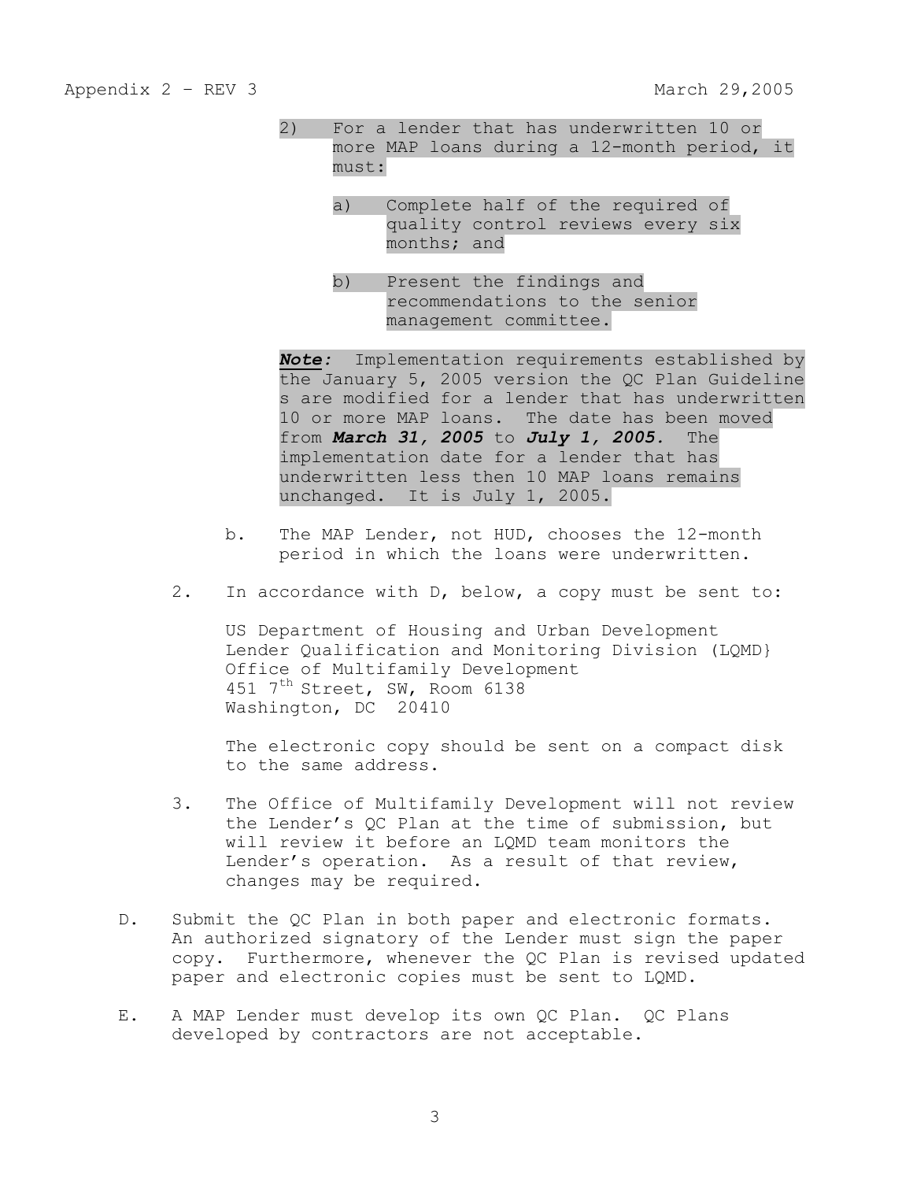2) For a lender that has underwritten 10 or more MAP loans during a 12-month period, it must:

   a) Complete half of the required of quality control reviews every six months; and

   b) Present the findings and recommendations to the senior management committee.

***Note:*** Implementation requirements established by the January 5, 2005 version the QC Plan Guideline s are modified for a lender that has underwritten 10 or more MAP loans. The date has been moved from ***March 31, 2005*** to ***July 1, 2005.*** The implementation date for a lender that has underwritten less then 10 MAP loans remains unchanged. It is July 1, 2005.

b. The MAP Lender, not HUD, chooses the 12-month period in which the loans were underwritten.

2. In accordance with D, below, a copy must be sent to:

   US Department of Housing and Urban Development
   Lender Qualification and Monitoring Division (LQMD}
   Office of Multifamily Development
   451 7th Street, SW, Room 6138
   Washington, DC 20410

   The electronic copy should be sent on a compact disk to the same address.

3. The Office of Multifamily Development will not review the Lender's QC Plan at the time of submission, but will review it before an LQMD team monitors the Lender's operation. As a result of that review, changes may be required.

D. Submit the QC Plan in both paper and electronic formats. An authorized signatory of the Lender must sign the paper copy. Furthermore, whenever the QC Plan is revised updated paper and electronic copies must be sent to LQMD.

E. A MAP Lender must develop its own QC Plan. QC Plans developed by contractors are not acceptable.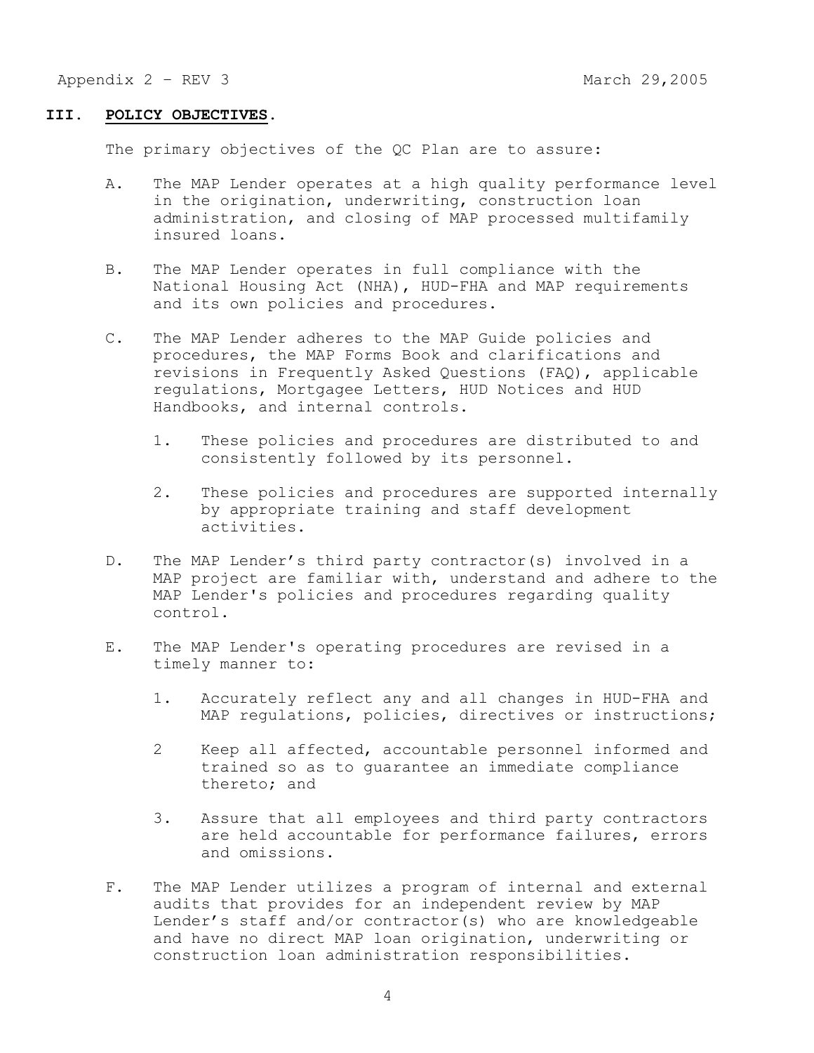## III. POLICY OBJECTIVES.

The primary objectives of the QC Plan are to assure:

A. The MAP Lender operates at a high quality performance level in the origination, underwriting, construction loan administration, and closing of MAP processed multifamily insured loans.

B. The MAP Lender operates in full compliance with the National Housing Act (NHA), HUD-FHA and MAP requirements and its own policies and procedures.

C. The MAP Lender adheres to the MAP Guide policies and procedures, the MAP Forms Book and clarifications and revisions in Frequently Asked Questions (FAQ), applicable regulations, Mortgagee Letters, HUD Notices and HUD Handbooks, and internal controls.

   1. These policies and procedures are distributed to and consistently followed by its personnel.

   2. These policies and procedures are supported internally by appropriate training and staff development activities.

D. The MAP Lender's third party contractor(s) involved in a MAP project are familiar with, understand and adhere to the MAP Lender's policies and procedures regarding quality control.

E. The MAP Lender's operating procedures are revised in a timely manner to:

   1. Accurately reflect any and all changes in HUD-FHA and MAP regulations, policies, directives or instructions;

   2 Keep all affected, accountable personnel informed and trained so as to guarantee an immediate compliance thereto; and

   3. Assure that all employees and third party contractors are held accountable for performance failures, errors and omissions.

F. The MAP Lender utilizes a program of internal and external audits that provides for an independent review by MAP Lender's staff and/or contractor(s) who are knowledgeable and have no direct MAP loan origination, underwriting or construction loan administration responsibilities.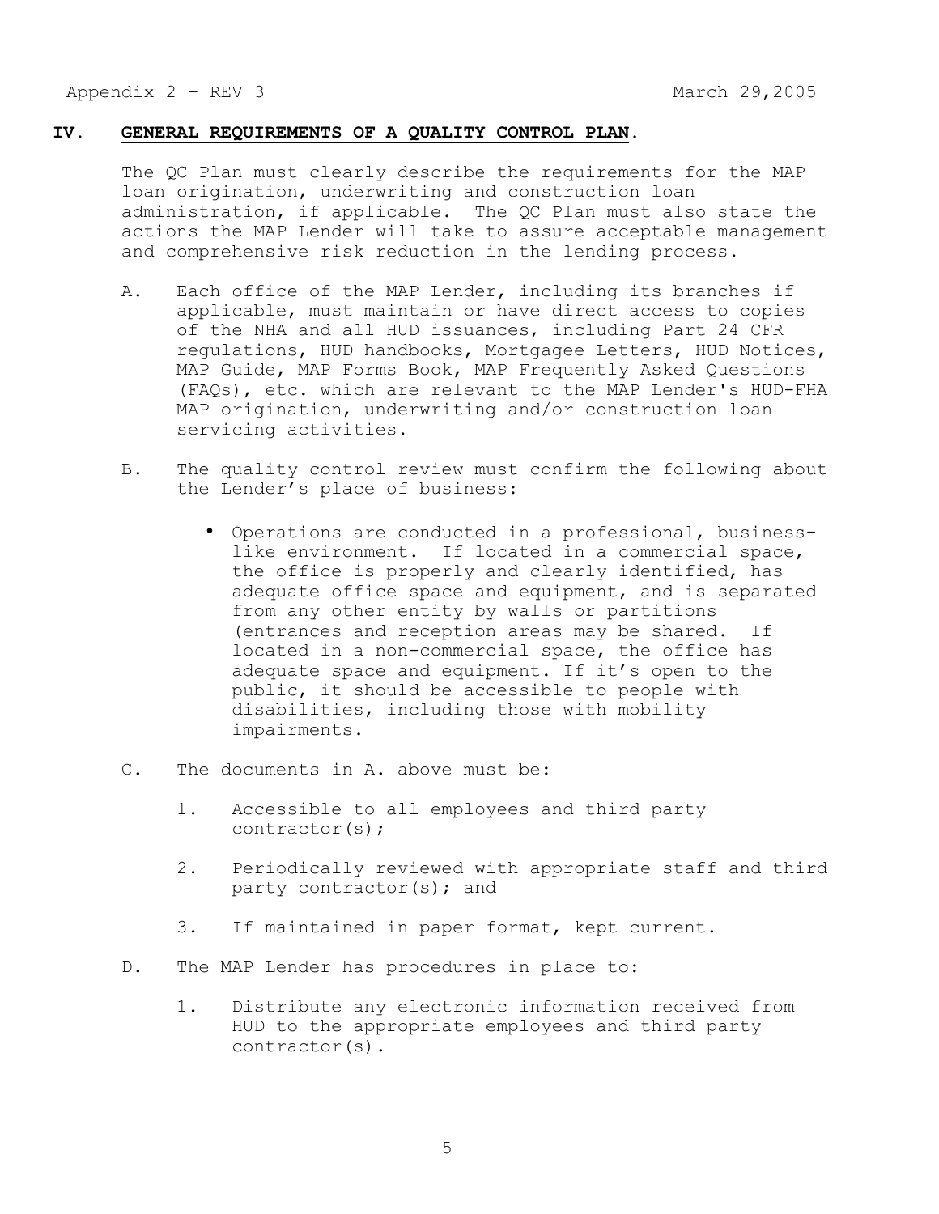## IV. GENERAL REQUIREMENTS OF A QUALITY CONTROL PLAN.

The QC Plan must clearly describe the requirements for the MAP loan origination, underwriting and construction loan administration, if applicable. The QC Plan must also state the actions the MAP Lender will take to assure acceptable management and comprehensive risk reduction in the lending process.

A. Each office of the MAP Lender, including its branches if applicable, must maintain or have direct access to copies of the NHA and all HUD issuances, including Part 24 CFR regulations, HUD handbooks, Mortgagee Letters, HUD Notices, MAP Guide, MAP Forms Book, MAP Frequently Asked Questions (FAQs), etc. which are relevant to the MAP Lender's HUD-FHA MAP origination, underwriting and/or construction loan servicing activities.

B. The quality control review must confirm the following about the Lender's place of business:

   - Operations are conducted in a professional, business-like environment. If located in a commercial space, the office is properly and clearly identified, has adequate office space and equipment, and is separated from any other entity by walls or partitions (entrances and reception areas may be shared. If located in a non-commercial space, the office has adequate space and equipment. If it's open to the public, it should be accessible to people with disabilities, including those with mobility impairments.

C. The documents in A. above must be:

   1. Accessible to all employees and third party contractor(s);
   2. Periodically reviewed with appropriate staff and third party contractor(s); and
   3. If maintained in paper format, kept current.

D. The MAP Lender has procedures in place to:

   1. Distribute any electronic information received from HUD to the appropriate employees and third party contractor(s).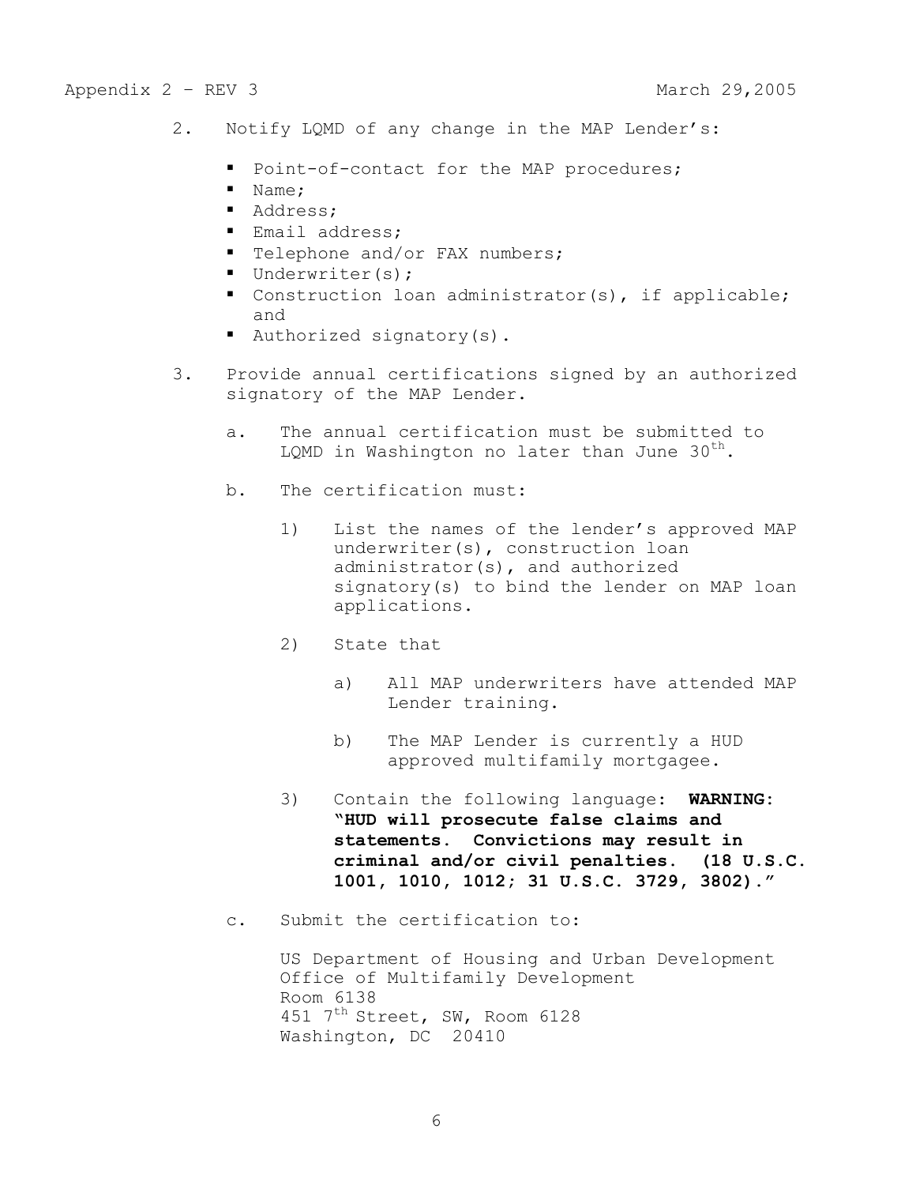2. Notify LQMD of any change in the MAP Lender's:

   - Point-of-contact for the MAP procedures;
   - Name;
   - Address;
   - Email address;
   - Telephone and/or FAX numbers;
   - Underwriter(s);
   - Construction loan administrator(s), if applicable; and
   - Authorized signatory(s).

3. Provide annual certifications signed by an authorized signatory of the MAP Lender.

   a. The annual certification must be submitted to LQMD in Washington no later than June 30th.

   b. The certification must:

      1) List the names of the lender's approved MAP underwriter(s), construction loan administrator(s), and authorized signatory(s) to bind the lender on MAP loan applications.

      2) State that

         a) All MAP underwriters have attended MAP Lender training.

         b) The MAP Lender is currently a HUD approved multifamily mortgagee.

      3) Contain the following language: **WARNING: "HUD will prosecute false claims and statements. Convictions may result in criminal and/or civil penalties. (18 U.S.C. 1001, 1010, 1012; 31 U.S.C. 3729, 3802)."**

   c. Submit the certification to:

      US Department of Housing and Urban Development
      Office of Multifamily Development
      Room 6138
      451 7th Street, SW, Room 6128
      Washington, DC 20410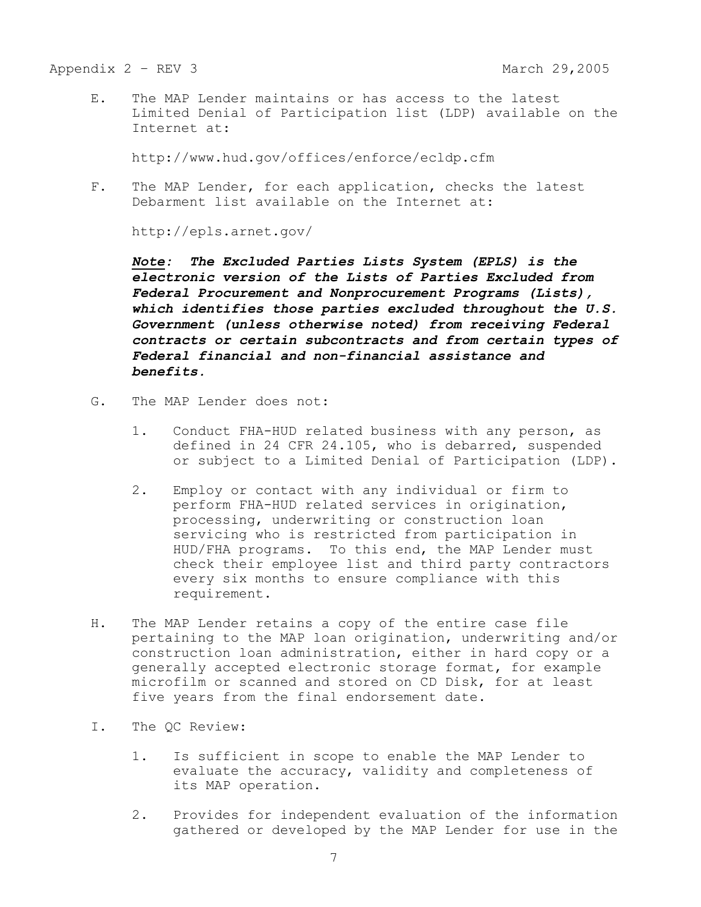E. The MAP Lender maintains or has access to the latest Limited Denial of Participation list (LDP) available on the Internet at:

   http://www.hud.gov/offices/enforce/ecldp.cfm

F. The MAP Lender, for each application, checks the latest Debarment list available on the Internet at:

   http://epls.arnet.gov/

   ***Note:** The Excluded Parties Lists System (EPLS) is the electronic version of the Lists of Parties Excluded from Federal Procurement and Nonprocurement Programs (Lists), which identifies those parties excluded throughout the U.S. Government (unless otherwise noted) from receiving Federal contracts or certain subcontracts and from certain types of Federal financial and non-financial assistance and benefits.*

G. The MAP Lender does not:

   1. Conduct FHA-HUD related business with any person, as defined in 24 CFR 24.105, who is debarred, suspended or subject to a Limited Denial of Participation (LDP).

   2. Employ or contact with any individual or firm to perform FHA-HUD related services in origination, processing, underwriting or construction loan servicing who is restricted from participation in HUD/FHA programs. To this end, the MAP Lender must check their employee list and third party contractors every six months to ensure compliance with this requirement.

H. The MAP Lender retains a copy of the entire case file pertaining to the MAP loan origination, underwriting and/or construction loan administration, either in hard copy or a generally accepted electronic storage format, for example microfilm or scanned and stored on CD Disk, for at least five years from the final endorsement date.

I. The QC Review:

   1. Is sufficient in scope to enable the MAP Lender to evaluate the accuracy, validity and completeness of its MAP operation.

   2. Provides for independent evaluation of the information gathered or developed by the MAP Lender for use in the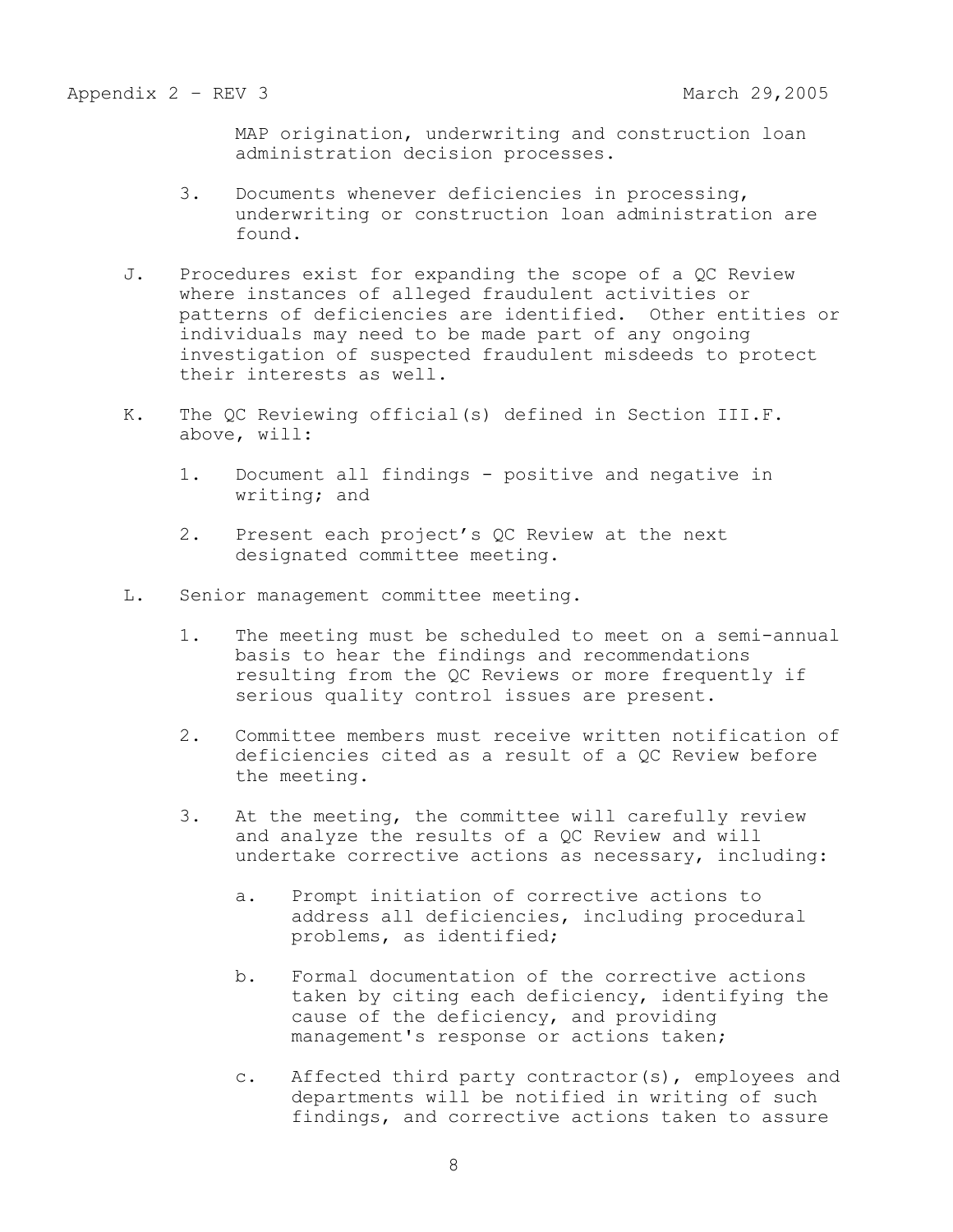MAP origination, underwriting and construction loan administration decision processes.

3. Documents whenever deficiencies in processing, underwriting or construction loan administration are found.

J. Procedures exist for expanding the scope of a QC Review where instances of alleged fraudulent activities or patterns of deficiencies are identified. Other entities or individuals may need to be made part of any ongoing investigation of suspected fraudulent misdeeds to protect their interests as well.

K. The QC Reviewing official(s) defined in Section III.F. above, will:

1. Document all findings - positive and negative in writing; and

2. Present each project's QC Review at the next designated committee meeting.

L. Senior management committee meeting.

1. The meeting must be scheduled to meet on a semi-annual basis to hear the findings and recommendations resulting from the QC Reviews or more frequently if serious quality control issues are present.

2. Committee members must receive written notification of deficiencies cited as a result of a QC Review before the meeting.

3. At the meeting, the committee will carefully review and analyze the results of a QC Review and will undertake corrective actions as necessary, including:

   a. Prompt initiation of corrective actions to address all deficiencies, including procedural problems, as identified;

   b. Formal documentation of the corrective actions taken by citing each deficiency, identifying the cause of the deficiency, and providing management's response or actions taken;

   c. Affected third party contractor(s), employees and departments will be notified in writing of such findings, and corrective actions taken to assure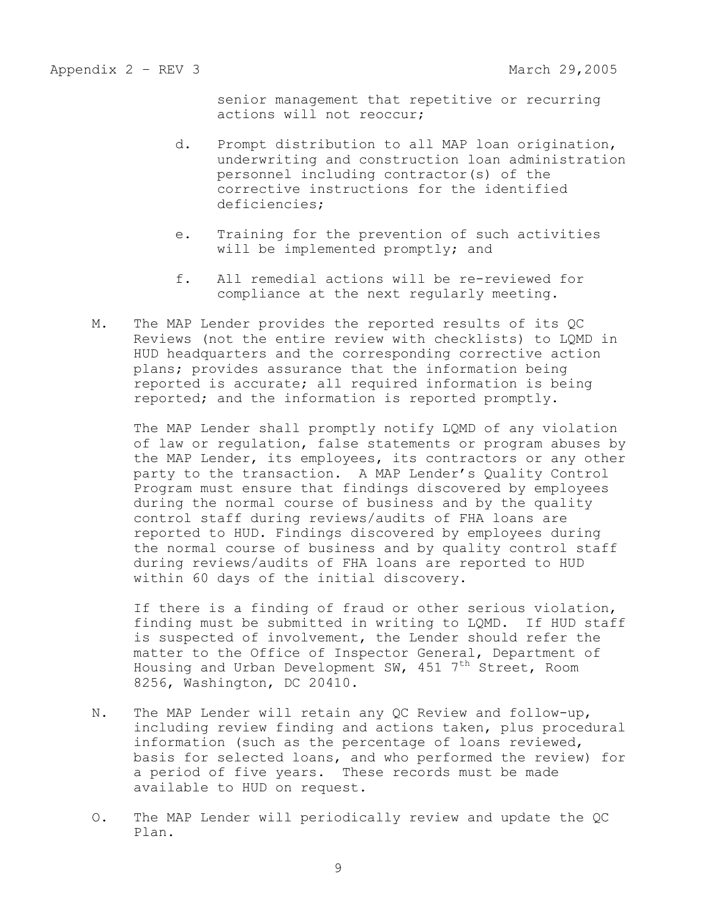senior management that repetitive or recurring actions will not reoccur;

d. Prompt distribution to all MAP loan origination, underwriting and construction loan administration personnel including contractor(s) of the corrective instructions for the identified deficiencies;

e. Training for the prevention of such activities will be implemented promptly; and

f. All remedial actions will be re-reviewed for compliance at the next regularly meeting.

M. The MAP Lender provides the reported results of its QC Reviews (not the entire review with checklists) to LQMD in HUD headquarters and the corresponding corrective action plans; provides assurance that the information being reported is accurate; all required information is being reported; and the information is reported promptly.

The MAP Lender shall promptly notify LQMD of any violation of law or regulation, false statements or program abuses by the MAP Lender, its employees, its contractors or any other party to the transaction. A MAP Lender's Quality Control Program must ensure that findings discovered by employees during the normal course of business and by the quality control staff during reviews/audits of FHA loans are reported to HUD. Findings discovered by employees during the normal course of business and by quality control staff during reviews/audits of FHA loans are reported to HUD within 60 days of the initial discovery.

If there is a finding of fraud or other serious violation, finding must be submitted in writing to LQMD. If HUD staff is suspected of involvement, the Lender should refer the matter to the Office of Inspector General, Department of Housing and Urban Development SW, 451 7th Street, Room 8256, Washington, DC 20410.

N. The MAP Lender will retain any QC Review and follow-up, including review finding and actions taken, plus procedural information (such as the percentage of loans reviewed, basis for selected loans, and who performed the review) for a period of five years. These records must be made available to HUD on request.

O. The MAP Lender will periodically review and update the QC Plan.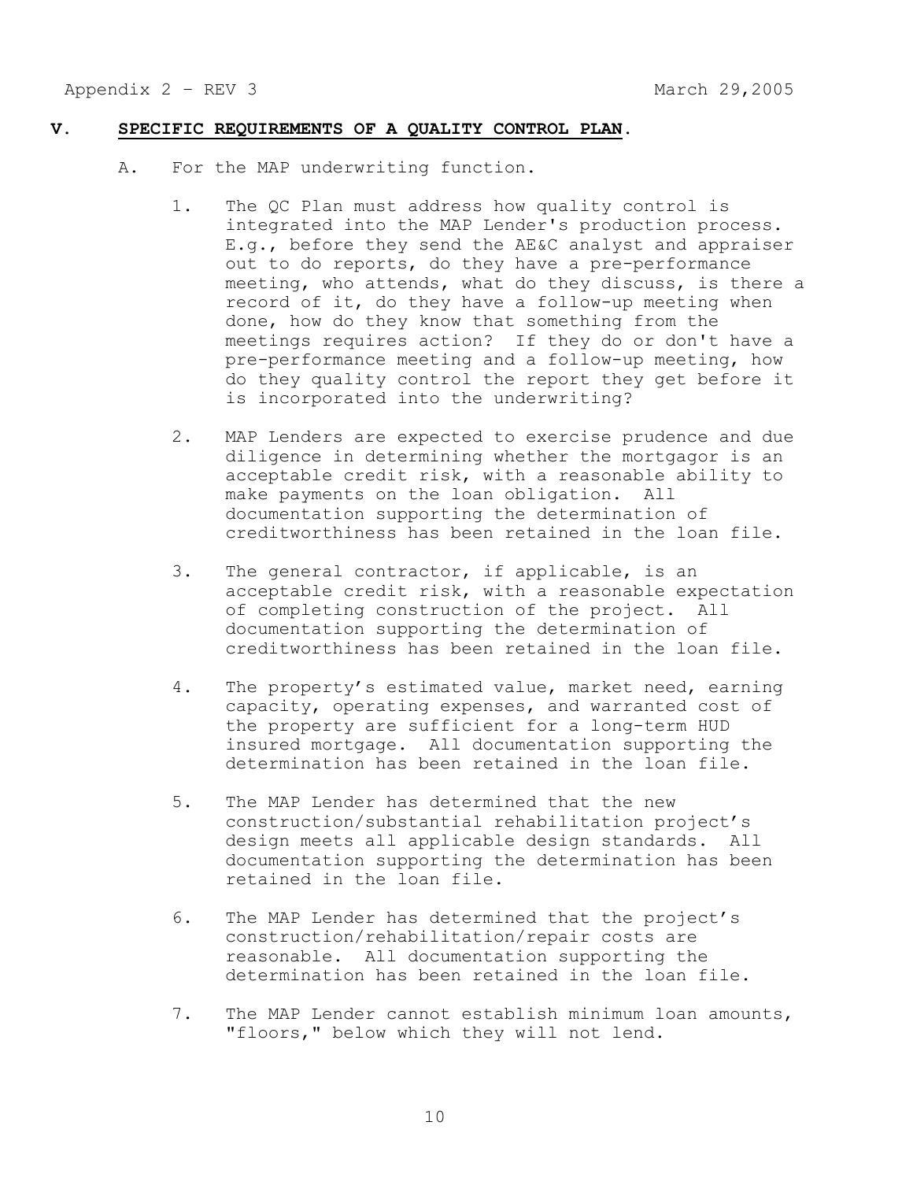## V. SPECIFIC REQUIREMENTS OF A QUALITY CONTROL PLAN.

A. For the MAP underwriting function.

1. The QC Plan must address how quality control is integrated into the MAP Lender's production process. E.g., before they send the AE&C analyst and appraiser out to do reports, do they have a pre-performance meeting, who attends, what do they discuss, is there a record of it, do they have a follow-up meeting when done, how do they know that something from the meetings requires action? If they do or don't have a pre-performance meeting and a follow-up meeting, how do they quality control the report they get before it is incorporated into the underwriting?

2. MAP Lenders are expected to exercise prudence and due diligence in determining whether the mortgagor is an acceptable credit risk, with a reasonable ability to make payments on the loan obligation. All documentation supporting the determination of creditworthiness has been retained in the loan file.

3. The general contractor, if applicable, is an acceptable credit risk, with a reasonable expectation of completing construction of the project. All documentation supporting the determination of creditworthiness has been retained in the loan file.

4. The property's estimated value, market need, earning capacity, operating expenses, and warranted cost of the property are sufficient for a long-term HUD insured mortgage. All documentation supporting the determination has been retained in the loan file.

5. The MAP Lender has determined that the new construction/substantial rehabilitation project's design meets all applicable design standards. All documentation supporting the determination has been retained in the loan file.

6. The MAP Lender has determined that the project's construction/rehabilitation/repair costs are reasonable. All documentation supporting the determination has been retained in the loan file.

7. The MAP Lender cannot establish minimum loan amounts, "floors," below which they will not lend.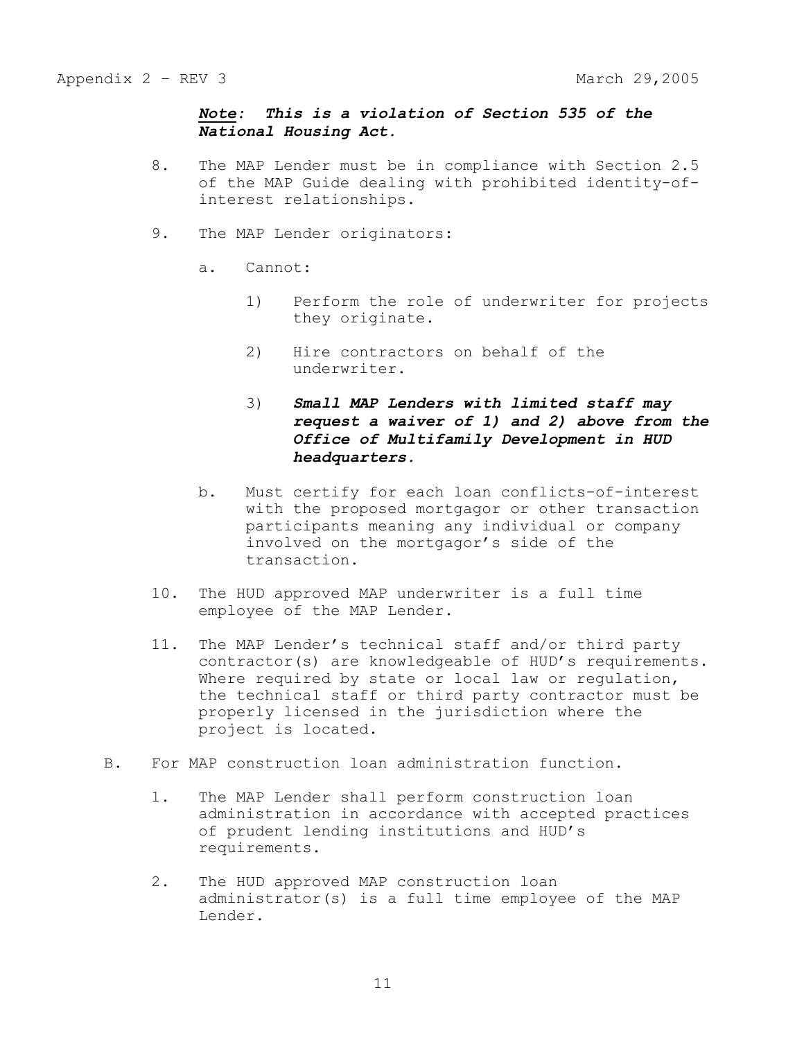***<u>Note</u>: This is a violation of Section 535 of the National Housing Act.***

8. The MAP Lender must be in compliance with Section 2.5 of the MAP Guide dealing with prohibited identity-of-interest relationships.

9. The MAP Lender originators:

   a. Cannot:

      1) Perform the role of underwriter for projects they originate.

      2) Hire contractors on behalf of the underwriter.

      3) ***Small MAP Lenders with limited staff may request a waiver of 1) and 2) above from the Office of Multifamily Development in HUD headquarters.***

   b. Must certify for each loan conflicts-of-interest with the proposed mortgagor or other transaction participants meaning any individual or company involved on the mortgagor's side of the transaction.

10. The HUD approved MAP underwriter is a full time employee of the MAP Lender.

11. The MAP Lender's technical staff and/or third party contractor(s) are knowledgeable of HUD's requirements. Where required by state or local law or regulation, the technical staff or third party contractor must be properly licensed in the jurisdiction where the project is located.

B. For MAP construction loan administration function.

   1. The MAP Lender shall perform construction loan administration in accordance with accepted practices of prudent lending institutions and HUD's requirements.

   2. The HUD approved MAP construction loan administrator(s) is a full time employee of the MAP Lender.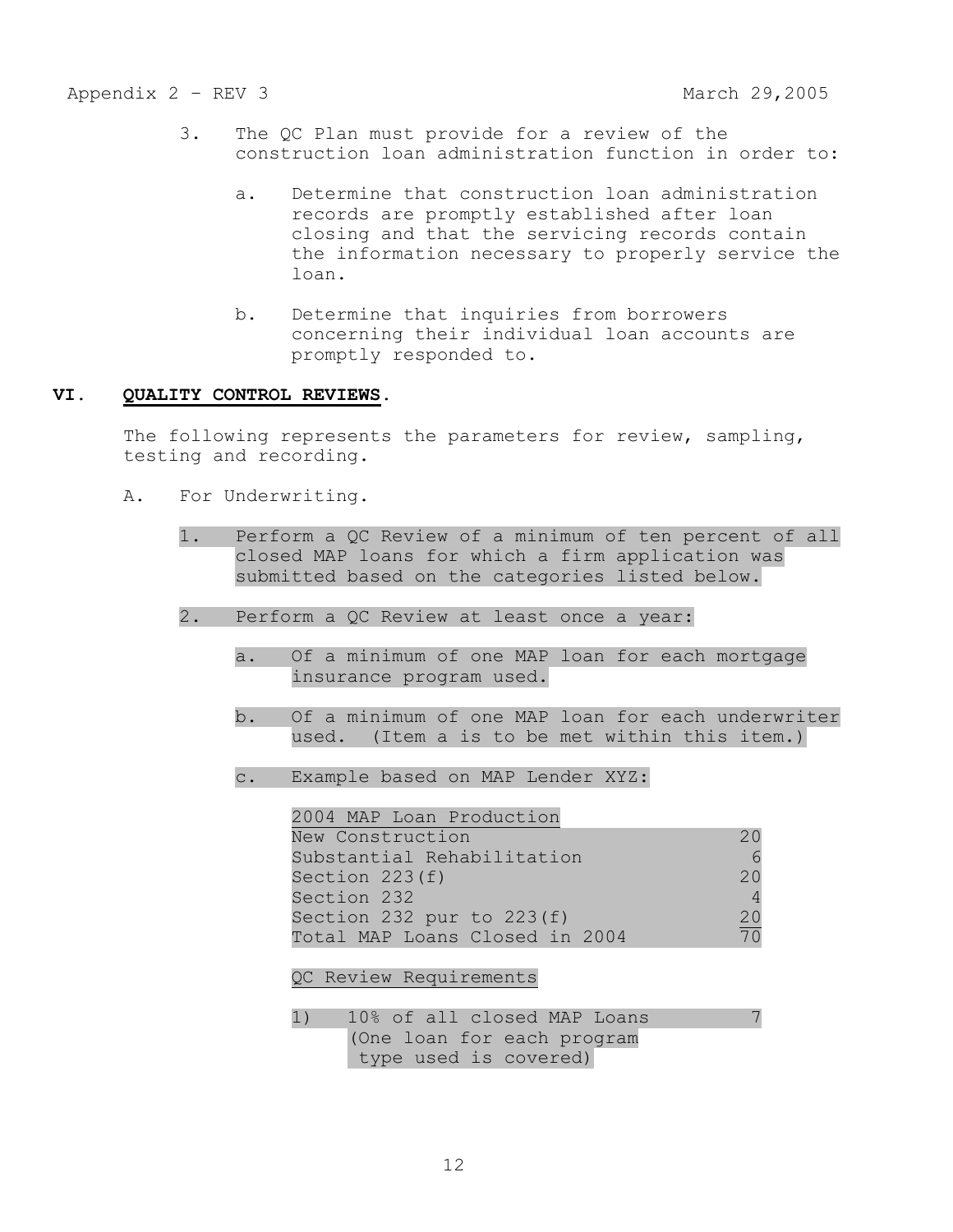3. The QC Plan must provide for a review of the construction loan administration function in order to:

   a. Determine that construction loan administration records are promptly established after loan closing and that the servicing records contain the information necessary to properly service the loan.

   b. Determine that inquiries from borrowers concerning their individual loan accounts are promptly responded to.

## VI. QUALITY CONTROL REVIEWS.

The following represents the parameters for review, sampling, testing and recording.

A. For Underwriting.

1. Perform a QC Review of a minimum of ten percent of all closed MAP loans for which a firm application was submitted based on the categories listed below.

2. Perform a QC Review at least once a year:

   a. Of a minimum of one MAP loan for each mortgage insurance program used.

   b. Of a minimum of one MAP loan for each underwriter used. (Item a is to be met within this item.)

   c. Example based on MAP Lender XYZ:

| 2004 MAP Loan Production | |
|---|---|
| New Construction | 20 |
| Substantial Rehabilitation | 6 |
| Section 223(f) | 20 |
| Section 232 | 4 |
| Section 232 pur to 223(f) | 20 |
| Total MAP Loans Closed in 2004 | 70 |

QC Review Requirements

| | |
|---|---|
| 1) 10% of all closed MAP Loans (One loan for each program type used is covered) | 7 |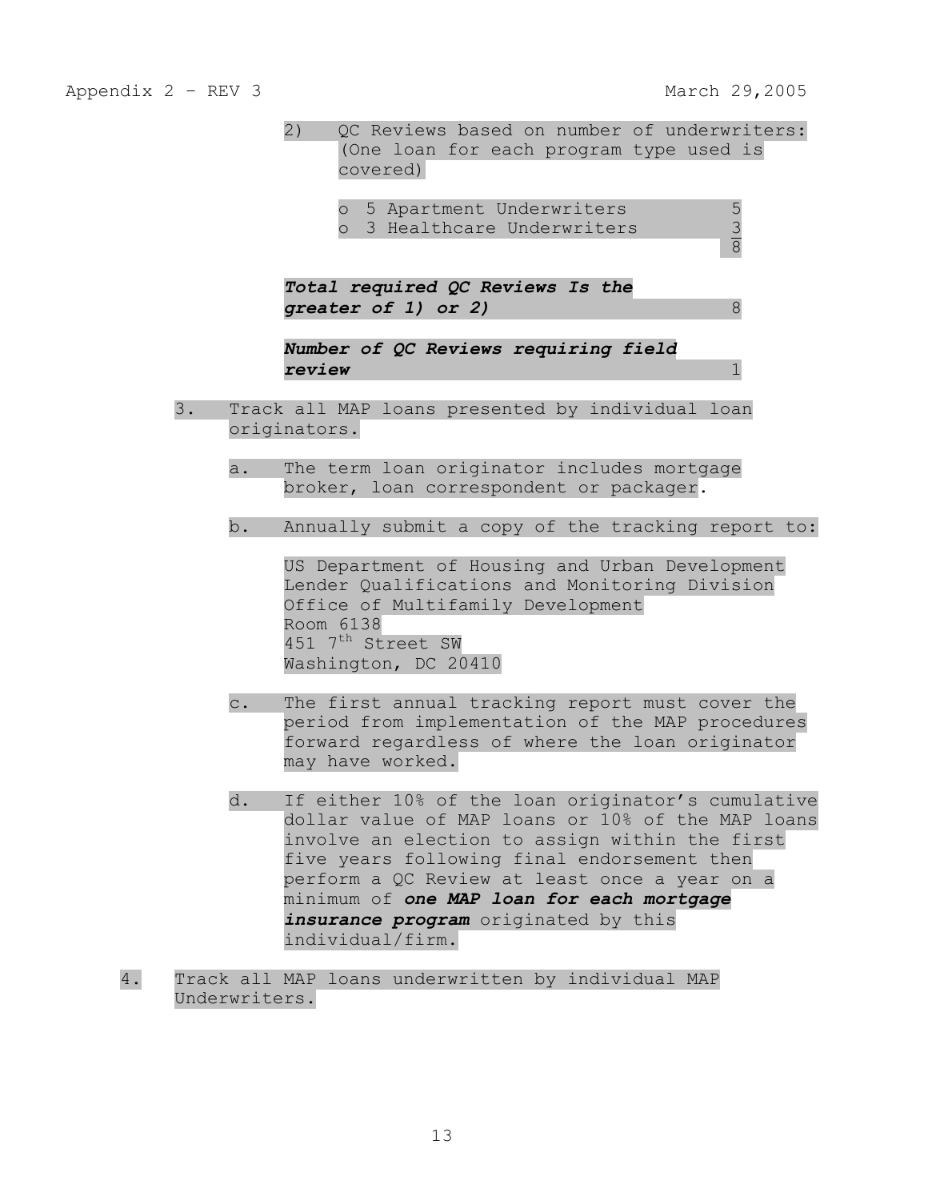2) QC Reviews based on number of underwriters: (One loan for each program type used is covered)

| | |
|---|---|
| o 5 Apartment Underwriters | 5 |
| o 3 Healthcare Underwriters | 3 |
| | 8 |

| | |
|---|---|
| ***Total required QC Reviews Is the greater of 1) or 2)*** | 8 |
| ***Number of QC Reviews requiring field review*** | 1 |

3. Track all MAP loans presented by individual loan originators.

   a. The term loan originator includes mortgage broker, loan correspondent or packager.

   b. Annually submit a copy of the tracking report to:

      US Department of Housing and Urban Development
      Lender Qualifications and Monitoring Division
      Office of Multifamily Development
      Room 6138
      451 7th Street SW
      Washington, DC 20410

   c. The first annual tracking report must cover the period from implementation of the MAP procedures forward regardless of where the loan originator may have worked.

   d. If either 10% of the loan originator's cumulative dollar value of MAP loans or 10% of the MAP loans involve an election to assign within the first five years following final endorsement then perform a QC Review at least once a year on a minimum of ***one MAP loan for each mortgage insurance program*** originated by this individual/firm.

4. Track all MAP loans underwritten by individual MAP Underwriters.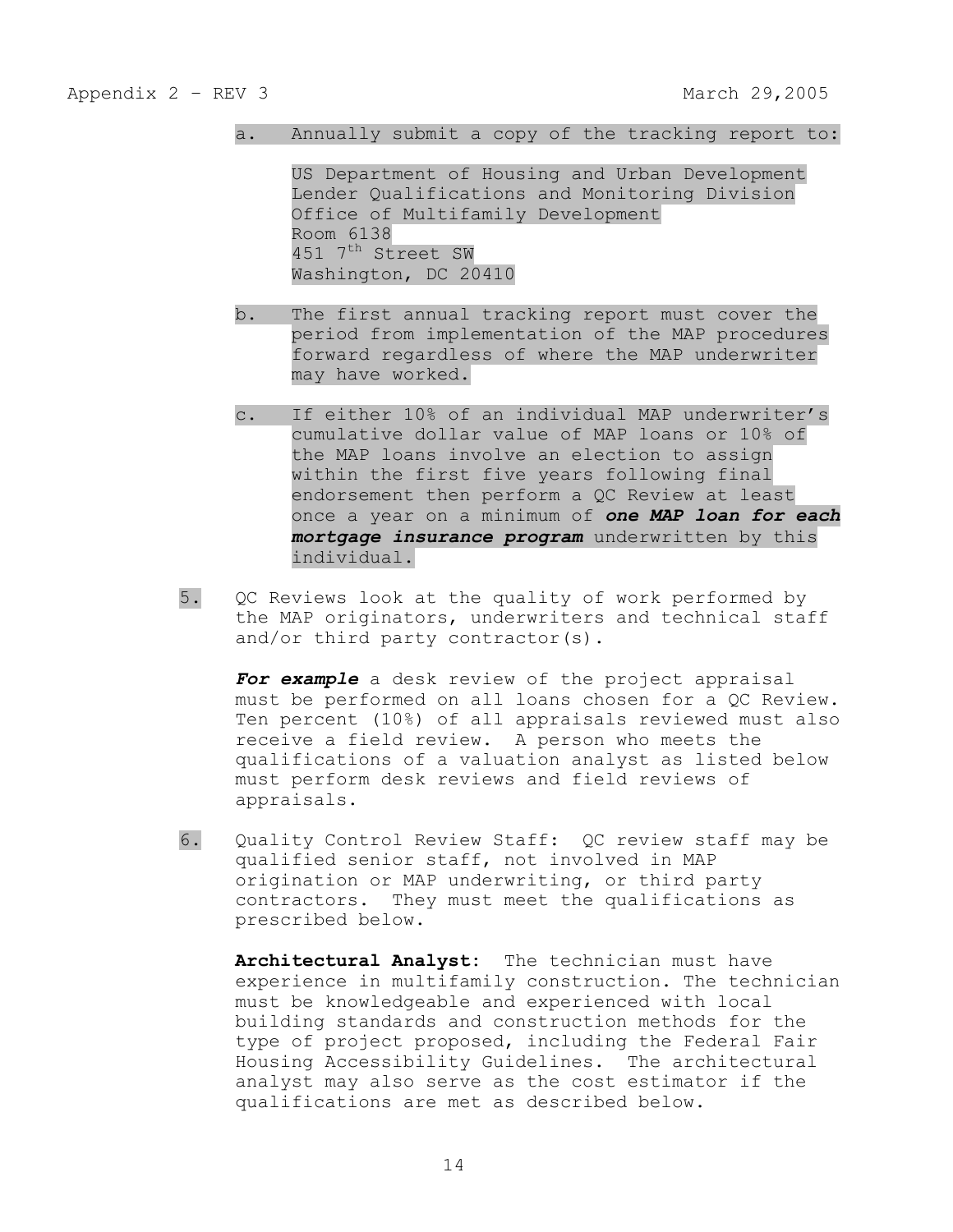a. Annually submit a copy of the tracking report to:

   US Department of Housing and Urban Development
   Lender Qualifications and Monitoring Division
   Office of Multifamily Development
   Room 6138
   451 7th Street SW
   Washington, DC 20410

b. The first annual tracking report must cover the period from implementation of the MAP procedures forward regardless of where the MAP underwriter may have worked.

c. If either 10% of an individual MAP underwriter's cumulative dollar value of MAP loans or 10% of the MAP loans involve an election to assign within the first five years following final endorsement then perform a QC Review at least once a year on a minimum of ***one MAP loan for each mortgage insurance program*** underwritten by this individual.

5. QC Reviews look at the quality of work performed by the MAP originators, underwriters and technical staff and/or third party contractor(s).

   ***For example*** a desk review of the project appraisal must be performed on all loans chosen for a QC Review. Ten percent (10%) of all appraisals reviewed must also receive a field review. A person who meets the qualifications of a valuation analyst as listed below must perform desk reviews and field reviews of appraisals.

6. Quality Control Review Staff: QC review staff may be qualified senior staff, not involved in MAP origination or MAP underwriting, or third party contractors. They must meet the qualifications as prescribed below.

   **Architectural Analyst**: The technician must have experience in multifamily construction. The technician must be knowledgeable and experienced with local building standards and construction methods for the type of project proposed, including the Federal Fair Housing Accessibility Guidelines. The architectural analyst may also serve as the cost estimator if the qualifications are met as described below.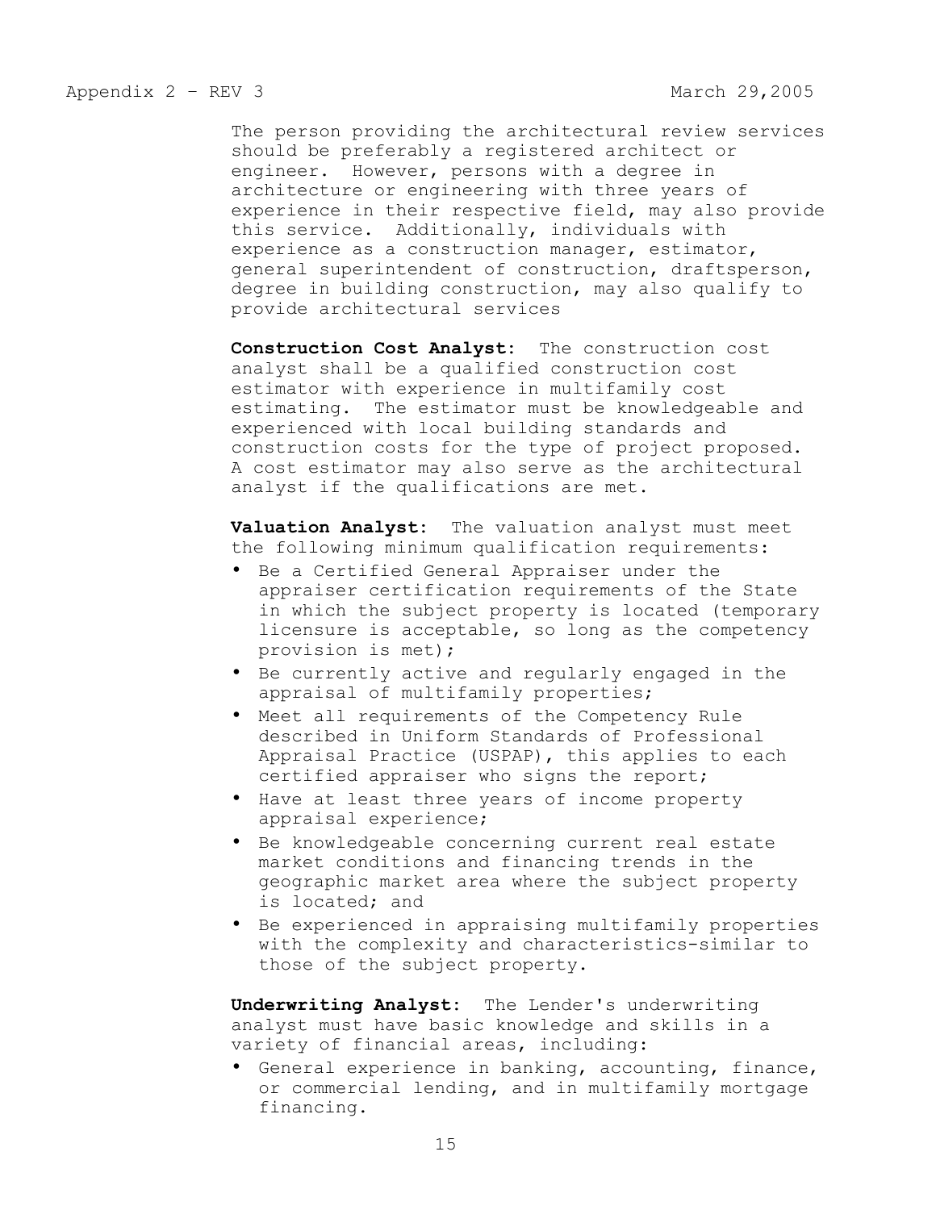The person providing the architectural review services should be preferably a registered architect or engineer. However, persons with a degree in architecture or engineering with three years of experience in their respective field, may also provide this service. Additionally, individuals with experience as a construction manager, estimator, general superintendent of construction, draftsperson, degree in building construction, may also qualify to provide architectural services

**Construction Cost Analyst:** The construction cost analyst shall be a qualified construction cost estimator with experience in multifamily cost estimating. The estimator must be knowledgeable and experienced with local building standards and construction costs for the type of project proposed. A cost estimator may also serve as the architectural analyst if the qualifications are met.

**Valuation Analyst:** The valuation analyst must meet the following minimum qualification requirements:

- Be a Certified General Appraiser under the appraiser certification requirements of the State in which the subject property is located (temporary licensure is acceptable, so long as the competency provision is met);
- Be currently active and regularly engaged in the appraisal of multifamily properties;
- Meet all requirements of the Competency Rule described in Uniform Standards of Professional Appraisal Practice (USPAP), this applies to each certified appraiser who signs the report;
- Have at least three years of income property appraisal experience;
- Be knowledgeable concerning current real estate market conditions and financing trends in the geographic market area where the subject property is located; and
- Be experienced in appraising multifamily properties with the complexity and characteristics-similar to those of the subject property.

**Underwriting Analyst:** The Lender's underwriting analyst must have basic knowledge and skills in a variety of financial areas, including:

- General experience in banking, accounting, finance, or commercial lending, and in multifamily mortgage financing.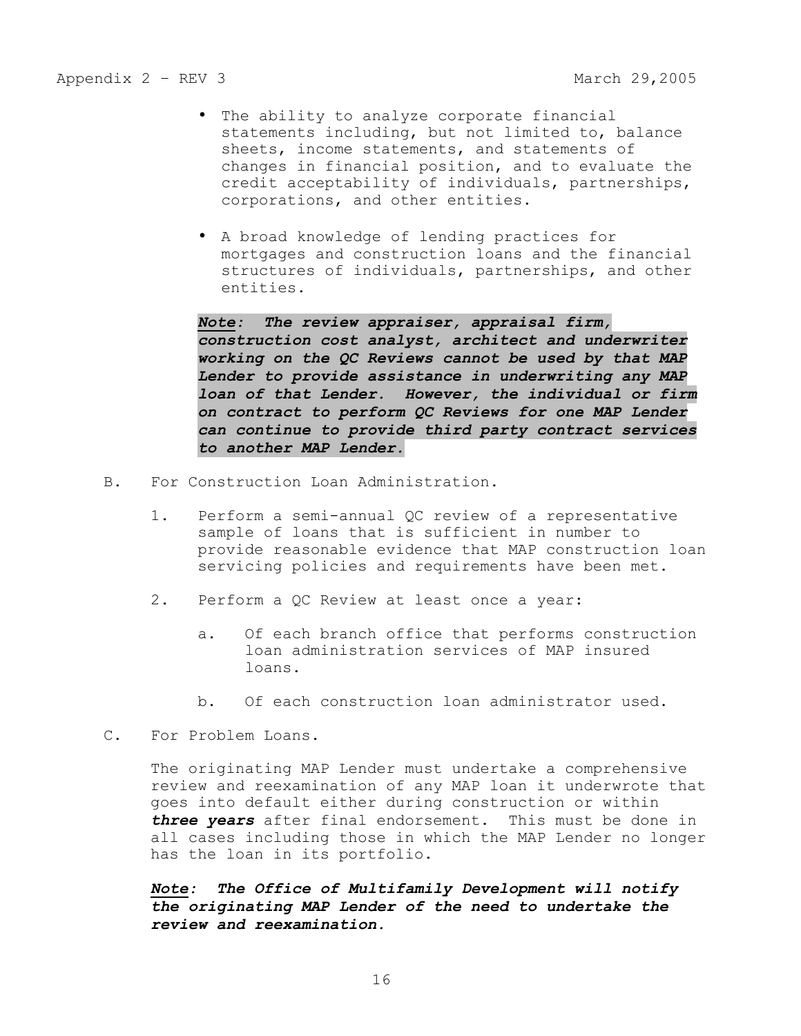- The ability to analyze corporate financial statements including, but not limited to, balance sheets, income statements, and statements of changes in financial position, and to evaluate the credit acceptability of individuals, partnerships, corporations, and other entities.

- A broad knowledge of lending practices for mortgages and construction loans and the financial structures of individuals, partnerships, and other entities.

***<u>Note</u>: The review appraiser, appraisal firm, construction cost analyst, architect and underwriter working on the QC Reviews cannot be used by that MAP Lender to provide assistance in underwriting any MAP loan of that Lender. However, the individual or firm on contract to perform QC Reviews for one MAP Lender can continue to provide third party contract services to another MAP Lender.***

B. For Construction Loan Administration.

1. Perform a semi-annual QC review of a representative sample of loans that is sufficient in number to provide reasonable evidence that MAP construction loan servicing policies and requirements have been met.

2. Perform a QC Review at least once a year:

   a. Of each branch office that performs construction loan administration services of MAP insured loans.

   b. Of each construction loan administrator used.

C. For Problem Loans.

The originating MAP Lender must undertake a comprehensive review and reexamination of any MAP loan it underwrote that goes into default either during construction or within ***three years*** after final endorsement. This must be done in all cases including those in which the MAP Lender no longer has the loan in its portfolio.

***<u>Note</u>: The Office of Multifamily Development will notify the originating MAP Lender of the need to undertake the review and reexamination.***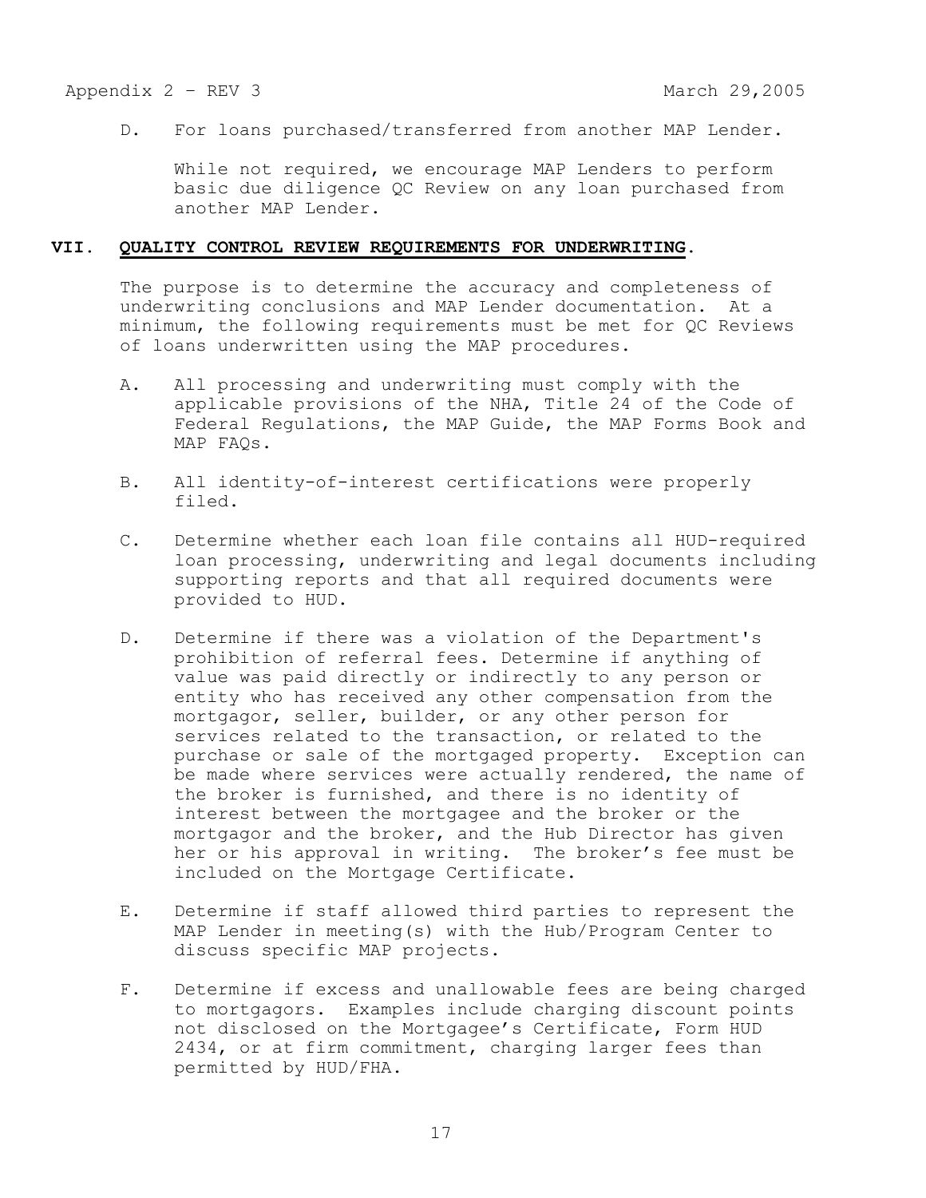D. For loans purchased/transferred from another MAP Lender.

While not required, we encourage MAP Lenders to perform basic due diligence QC Review on any loan purchased from another MAP Lender.

## VII. QUALITY CONTROL REVIEW REQUIREMENTS FOR UNDERWRITING.

The purpose is to determine the accuracy and completeness of underwriting conclusions and MAP Lender documentation. At a minimum, the following requirements must be met for QC Reviews of loans underwritten using the MAP procedures.

A. All processing and underwriting must comply with the applicable provisions of the NHA, Title 24 of the Code of Federal Regulations, the MAP Guide, the MAP Forms Book and MAP FAQs.

B. All identity-of-interest certifications were properly filed.

C. Determine whether each loan file contains all HUD-required loan processing, underwriting and legal documents including supporting reports and that all required documents were provided to HUD.

D. Determine if there was a violation of the Department's prohibition of referral fees. Determine if anything of value was paid directly or indirectly to any person or entity who has received any other compensation from the mortgagor, seller, builder, or any other person for services related to the transaction, or related to the purchase or sale of the mortgaged property. Exception can be made where services were actually rendered, the name of the broker is furnished, and there is no identity of interest between the mortgagee and the broker or the mortgagor and the broker, and the Hub Director has given her or his approval in writing. The broker's fee must be included on the Mortgage Certificate.

E. Determine if staff allowed third parties to represent the MAP Lender in meeting(s) with the Hub/Program Center to discuss specific MAP projects.

F. Determine if excess and unallowable fees are being charged to mortgagors. Examples include charging discount points not disclosed on the Mortgagee's Certificate, Form HUD 2434, or at firm commitment, charging larger fees than permitted by HUD/FHA.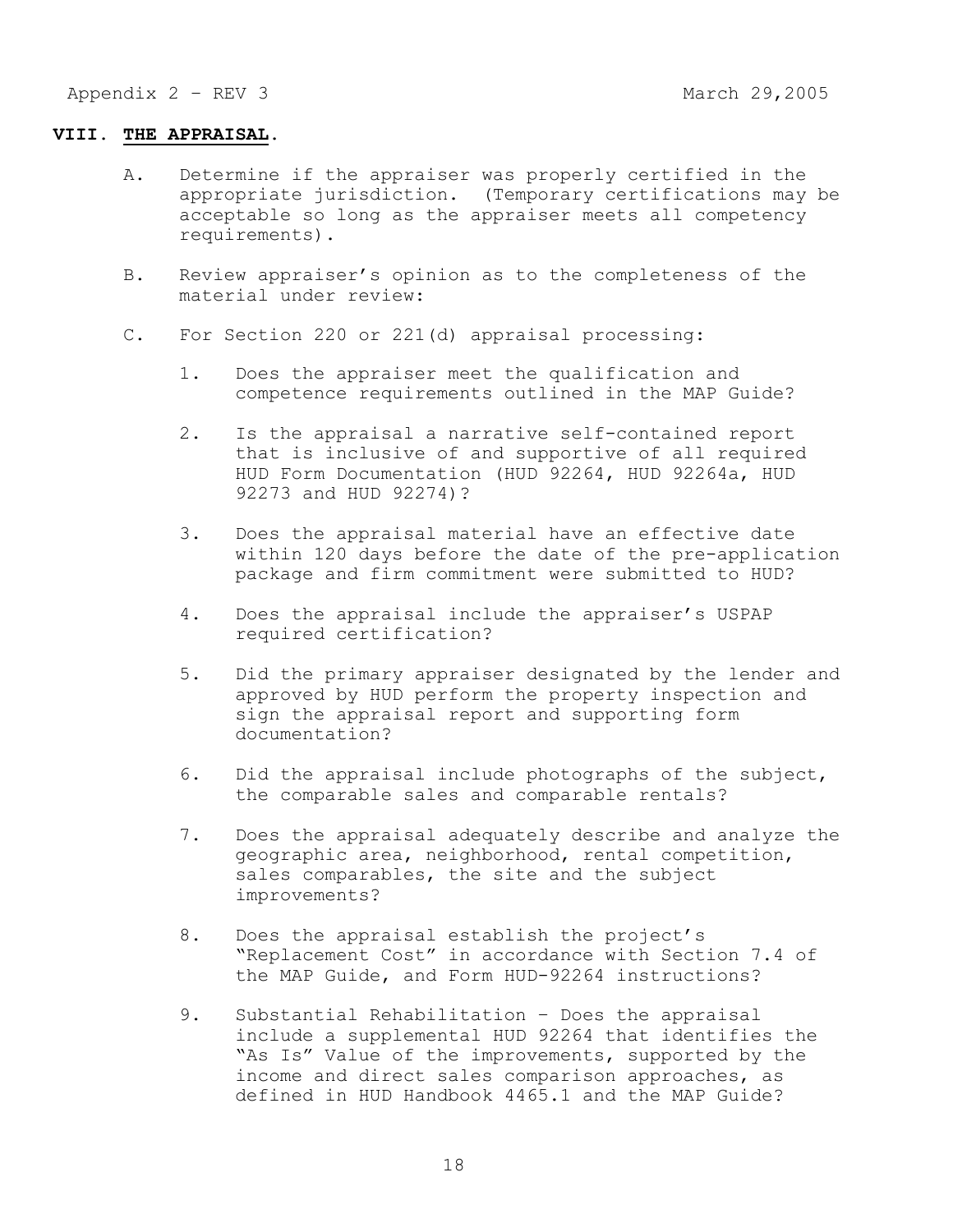## VIII. THE APPRAISAL.

A. Determine if the appraiser was properly certified in the appropriate jurisdiction. (Temporary certifications may be acceptable so long as the appraiser meets all competency requirements).

B. Review appraiser's opinion as to the completeness of the material under review:

C. For Section 220 or 221(d) appraisal processing:

1. Does the appraiser meet the qualification and competence requirements outlined in the MAP Guide?

2. Is the appraisal a narrative self-contained report that is inclusive of and supportive of all required HUD Form Documentation (HUD 92264, HUD 92264a, HUD 92273 and HUD 92274)?

3. Does the appraisal material have an effective date within 120 days before the date of the pre-application package and firm commitment were submitted to HUD?

4. Does the appraisal include the appraiser's USPAP required certification?

5. Did the primary appraiser designated by the lender and approved by HUD perform the property inspection and sign the appraisal report and supporting form documentation?

6. Did the appraisal include photographs of the subject, the comparable sales and comparable rentals?

7. Does the appraisal adequately describe and analyze the geographic area, neighborhood, rental competition, sales comparables, the site and the subject improvements?

8. Does the appraisal establish the project's "Replacement Cost" in accordance with Section 7.4 of the MAP Guide, and Form HUD-92264 instructions?

9. Substantial Rehabilitation – Does the appraisal include a supplemental HUD 92264 that identifies the "As Is" Value of the improvements, supported by the income and direct sales comparison approaches, as defined in HUD Handbook 4465.1 and the MAP Guide?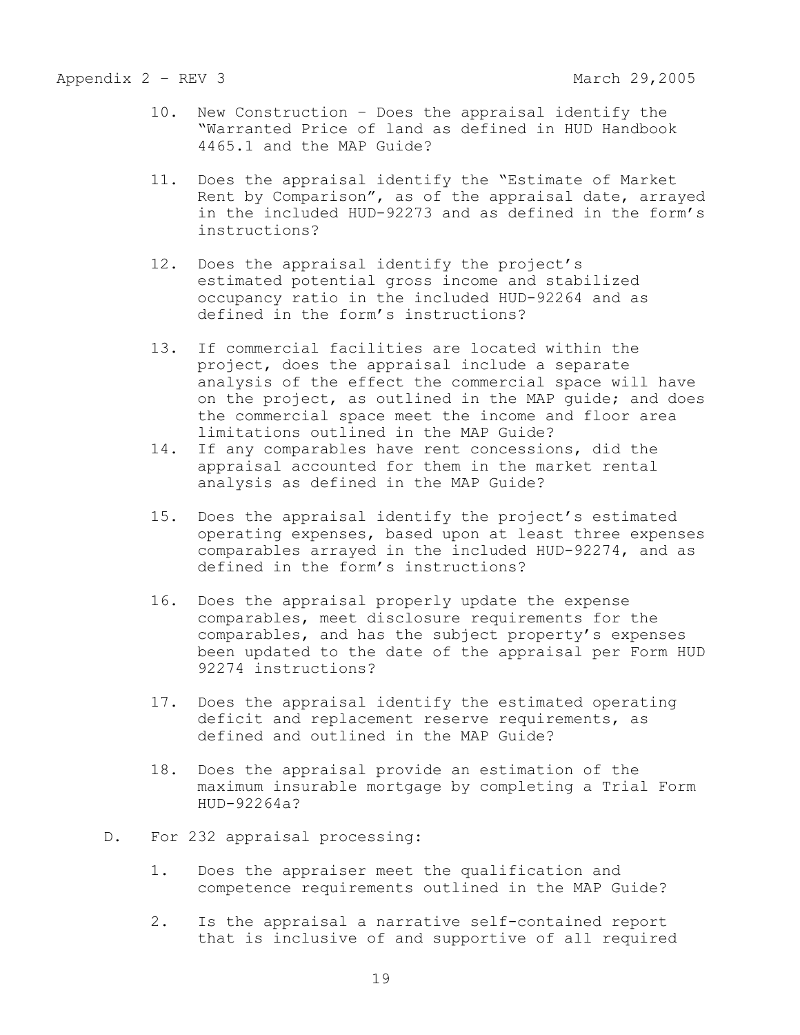10. New Construction – Does the appraisal identify the "Warranted Price of land as defined in HUD Handbook 4465.1 and the MAP Guide?

11. Does the appraisal identify the "Estimate of Market Rent by Comparison", as of the appraisal date, arrayed in the included HUD-92273 and as defined in the form's instructions?

12. Does the appraisal identify the project's estimated potential gross income and stabilized occupancy ratio in the included HUD-92264 and as defined in the form's instructions?

13. If commercial facilities are located within the project, does the appraisal include a separate analysis of the effect the commercial space will have on the project, as outlined in the MAP guide; and does the commercial space meet the income and floor area limitations outlined in the MAP Guide?

14. If any comparables have rent concessions, did the appraisal accounted for them in the market rental analysis as defined in the MAP Guide?

15. Does the appraisal identify the project's estimated operating expenses, based upon at least three expenses comparables arrayed in the included HUD-92274, and as defined in the form's instructions?

16. Does the appraisal properly update the expense comparables, meet disclosure requirements for the comparables, and has the subject property's expenses been updated to the date of the appraisal per Form HUD 92274 instructions?

17. Does the appraisal identify the estimated operating deficit and replacement reserve requirements, as defined and outlined in the MAP Guide?

18. Does the appraisal provide an estimation of the maximum insurable mortgage by completing a Trial Form HUD-92264a?

D. For 232 appraisal processing:

1. Does the appraiser meet the qualification and competence requirements outlined in the MAP Guide?

2. Is the appraisal a narrative self-contained report that is inclusive of and supportive of all required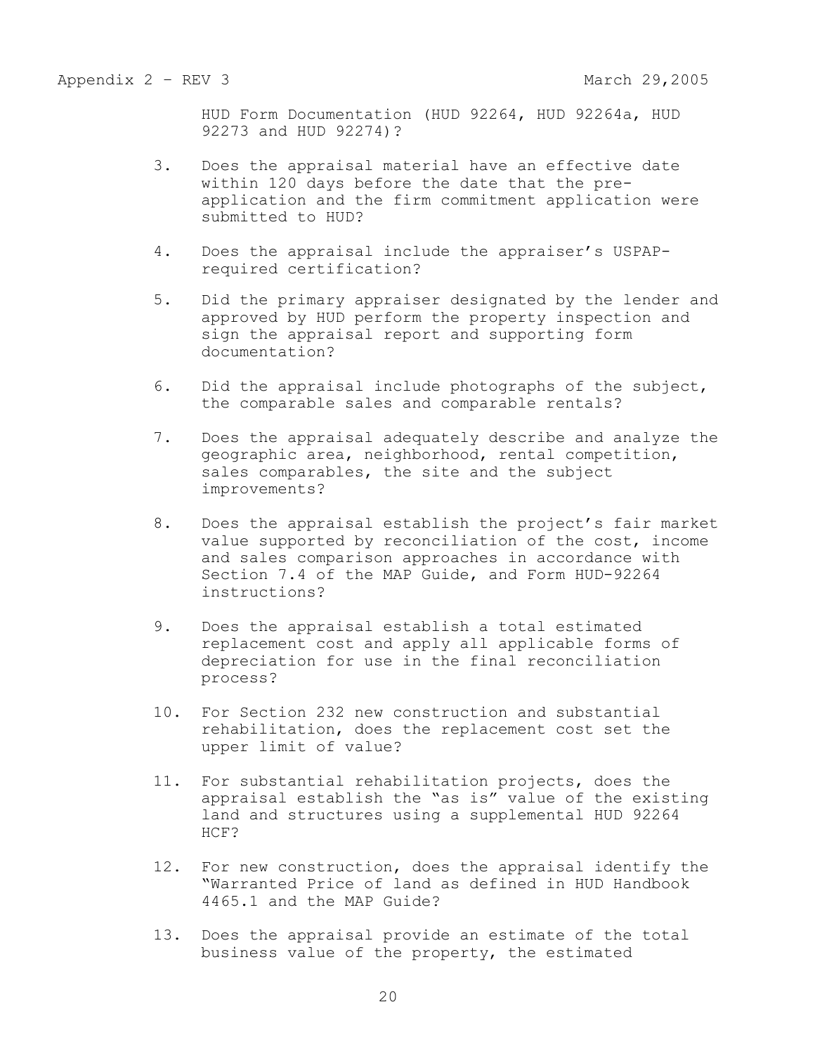HUD Form Documentation (HUD 92264, HUD 92264a, HUD 92273 and HUD 92274)?

3. Does the appraisal material have an effective date within 120 days before the date that the pre-application and the firm commitment application were submitted to HUD?

4. Does the appraisal include the appraiser's USPAP-required certification?

5. Did the primary appraiser designated by the lender and approved by HUD perform the property inspection and sign the appraisal report and supporting form documentation?

6. Did the appraisal include photographs of the subject, the comparable sales and comparable rentals?

7. Does the appraisal adequately describe and analyze the geographic area, neighborhood, rental competition, sales comparables, the site and the subject improvements?

8. Does the appraisal establish the project's fair market value supported by reconciliation of the cost, income and sales comparison approaches in accordance with Section 7.4 of the MAP Guide, and Form HUD-92264 instructions?

9. Does the appraisal establish a total estimated replacement cost and apply all applicable forms of depreciation for use in the final reconciliation process?

10. For Section 232 new construction and substantial rehabilitation, does the replacement cost set the upper limit of value?

11. For substantial rehabilitation projects, does the appraisal establish the "as is" value of the existing land and structures using a supplemental HUD 92264 HCF?

12. For new construction, does the appraisal identify the "Warranted Price of land as defined in HUD Handbook 4465.1 and the MAP Guide?

13. Does the appraisal provide an estimate of the total business value of the property, the estimated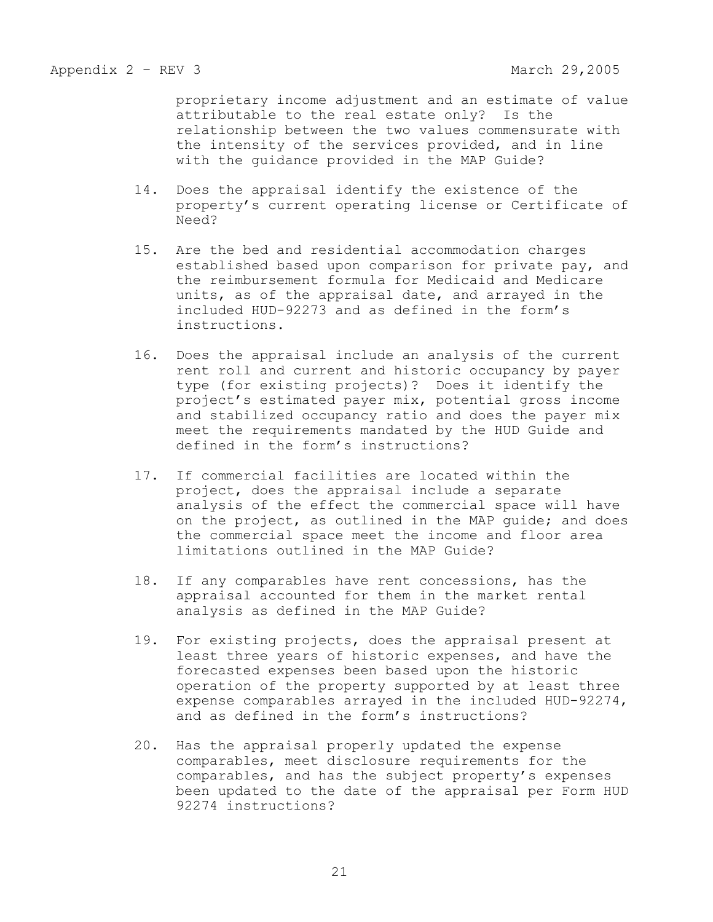proprietary income adjustment and an estimate of value attributable to the real estate only? Is the relationship between the two values commensurate with the intensity of the services provided, and in line with the guidance provided in the MAP Guide?

14. Does the appraisal identify the existence of the property's current operating license or Certificate of Need?

15. Are the bed and residential accommodation charges established based upon comparison for private pay, and the reimbursement formula for Medicaid and Medicare units, as of the appraisal date, and arrayed in the included HUD-92273 and as defined in the form's instructions.

16. Does the appraisal include an analysis of the current rent roll and current and historic occupancy by payer type (for existing projects)? Does it identify the project's estimated payer mix, potential gross income and stabilized occupancy ratio and does the payer mix meet the requirements mandated by the HUD Guide and defined in the form's instructions?

17. If commercial facilities are located within the project, does the appraisal include a separate analysis of the effect the commercial space will have on the project, as outlined in the MAP guide; and does the commercial space meet the income and floor area limitations outlined in the MAP Guide?

18. If any comparables have rent concessions, has the appraisal accounted for them in the market rental analysis as defined in the MAP Guide?

19. For existing projects, does the appraisal present at least three years of historic expenses, and have the forecasted expenses been based upon the historic operation of the property supported by at least three expense comparables arrayed in the included HUD-92274, and as defined in the form's instructions?

20. Has the appraisal properly updated the expense comparables, meet disclosure requirements for the comparables, and has the subject property's expenses been updated to the date of the appraisal per Form HUD 92274 instructions?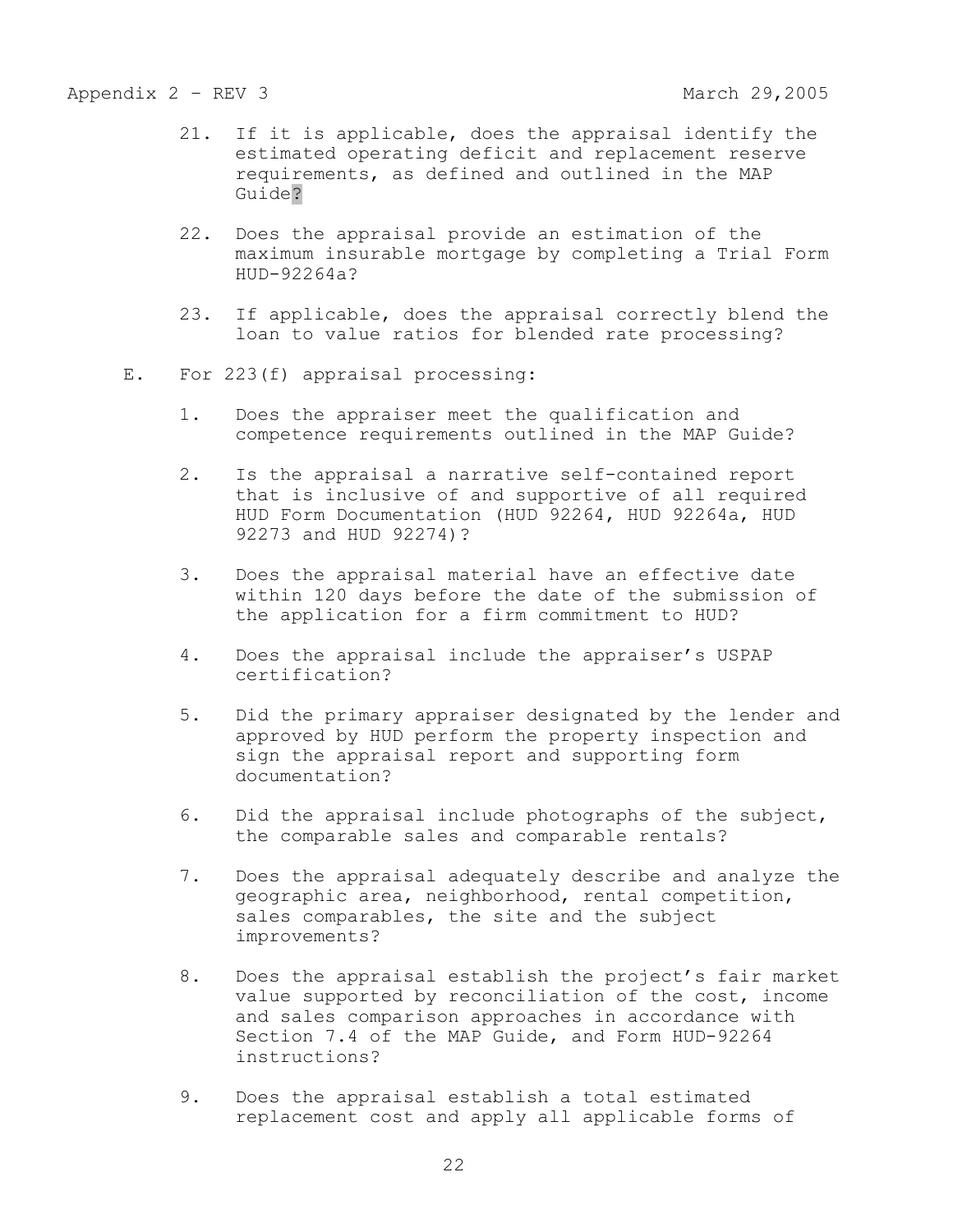21. If it is applicable, does the appraisal identify the estimated operating deficit and replacement reserve requirements, as defined and outlined in the MAP Guide?

22. Does the appraisal provide an estimation of the maximum insurable mortgage by completing a Trial Form HUD-92264a?

23. If applicable, does the appraisal correctly blend the loan to value ratios for blended rate processing?

E. For 223(f) appraisal processing:

1. Does the appraiser meet the qualification and competence requirements outlined in the MAP Guide?

2. Is the appraisal a narrative self-contained report that is inclusive of and supportive of all required HUD Form Documentation (HUD 92264, HUD 92264a, HUD 92273 and HUD 92274)?

3. Does the appraisal material have an effective date within 120 days before the date of the submission of the application for a firm commitment to HUD?

4. Does the appraisal include the appraiser's USPAP certification?

5. Did the primary appraiser designated by the lender and approved by HUD perform the property inspection and sign the appraisal report and supporting form documentation?

6. Did the appraisal include photographs of the subject, the comparable sales and comparable rentals?

7. Does the appraisal adequately describe and analyze the geographic area, neighborhood, rental competition, sales comparables, the site and the subject improvements?

8. Does the appraisal establish the project's fair market value supported by reconciliation of the cost, income and sales comparison approaches in accordance with Section 7.4 of the MAP Guide, and Form HUD-92264 instructions?

9. Does the appraisal establish a total estimated replacement cost and apply all applicable forms of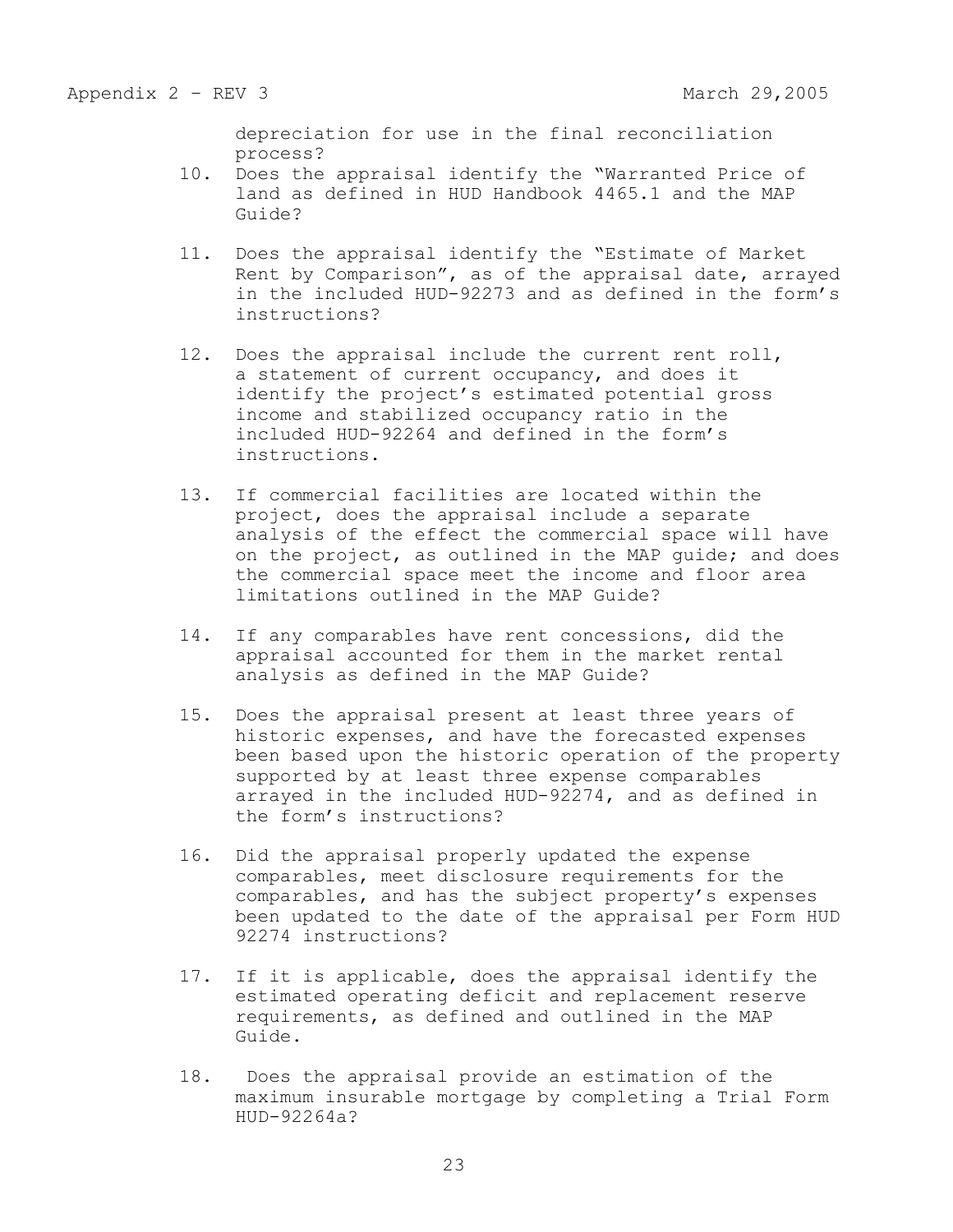depreciation for use in the final reconciliation process?

10. Does the appraisal identify the "Warranted Price of land as defined in HUD Handbook 4465.1 and the MAP Guide?

11. Does the appraisal identify the "Estimate of Market Rent by Comparison", as of the appraisal date, arrayed in the included HUD-92273 and as defined in the form's instructions?

12. Does the appraisal include the current rent roll, a statement of current occupancy, and does it identify the project's estimated potential gross income and stabilized occupancy ratio in the included HUD-92264 and defined in the form's instructions.

13. If commercial facilities are located within the project, does the appraisal include a separate analysis of the effect the commercial space will have on the project, as outlined in the MAP guide; and does the commercial space meet the income and floor area limitations outlined in the MAP Guide?

14. If any comparables have rent concessions, did the appraisal accounted for them in the market rental analysis as defined in the MAP Guide?

15. Does the appraisal present at least three years of historic expenses, and have the forecasted expenses been based upon the historic operation of the property supported by at least three expense comparables arrayed in the included HUD-92274, and as defined in the form's instructions?

16. Did the appraisal properly updated the expense comparables, meet disclosure requirements for the comparables, and has the subject property's expenses been updated to the date of the appraisal per Form HUD 92274 instructions?

17. If it is applicable, does the appraisal identify the estimated operating deficit and replacement reserve requirements, as defined and outlined in the MAP Guide.

18. Does the appraisal provide an estimation of the maximum insurable mortgage by completing a Trial Form HUD-92264a?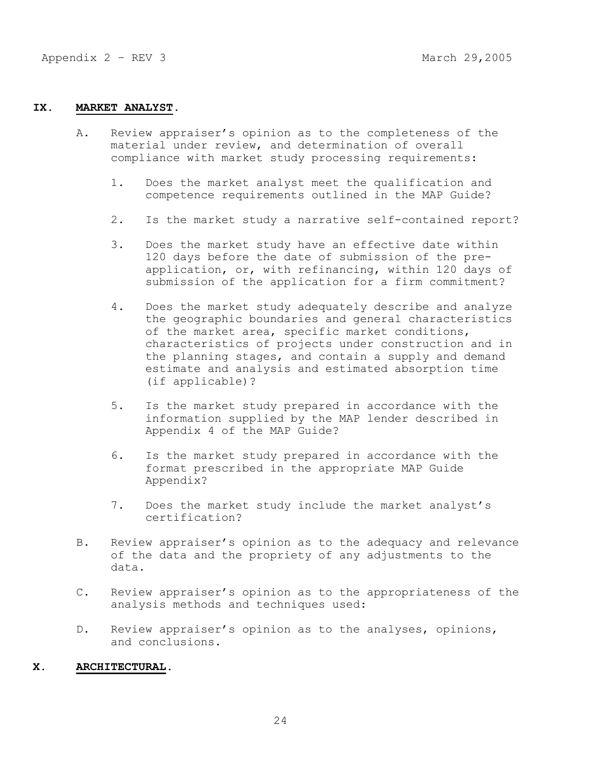## IX. MARKET ANALYST.

A. Review appraiser's opinion as to the completeness of the material under review, and determination of overall compliance with market study processing requirements:

1. Does the market analyst meet the qualification and competence requirements outlined in the MAP Guide?

2. Is the market study a narrative self-contained report?

3. Does the market study have an effective date within 120 days before the date of submission of the pre-application, or, with refinancing, within 120 days of submission of the application for a firm commitment?

4. Does the market study adequately describe and analyze the geographic boundaries and general characteristics of the market area, specific market conditions, characteristics of projects under construction and in the planning stages, and contain a supply and demand estimate and analysis and estimated absorption time (if applicable)?

5. Is the market study prepared in accordance with the information supplied by the MAP lender described in Appendix 4 of the MAP Guide?

6. Is the market study prepared in accordance with the format prescribed in the appropriate MAP Guide Appendix?

7. Does the market study include the market analyst's certification?

B. Review appraiser's opinion as to the adequacy and relevance of the data and the propriety of any adjustments to the data.

C. Review appraiser's opinion as to the appropriateness of the analysis methods and techniques used:

D. Review appraiser's opinion as to the analyses, opinions, and conclusions.

## X. ARCHITECTURAL.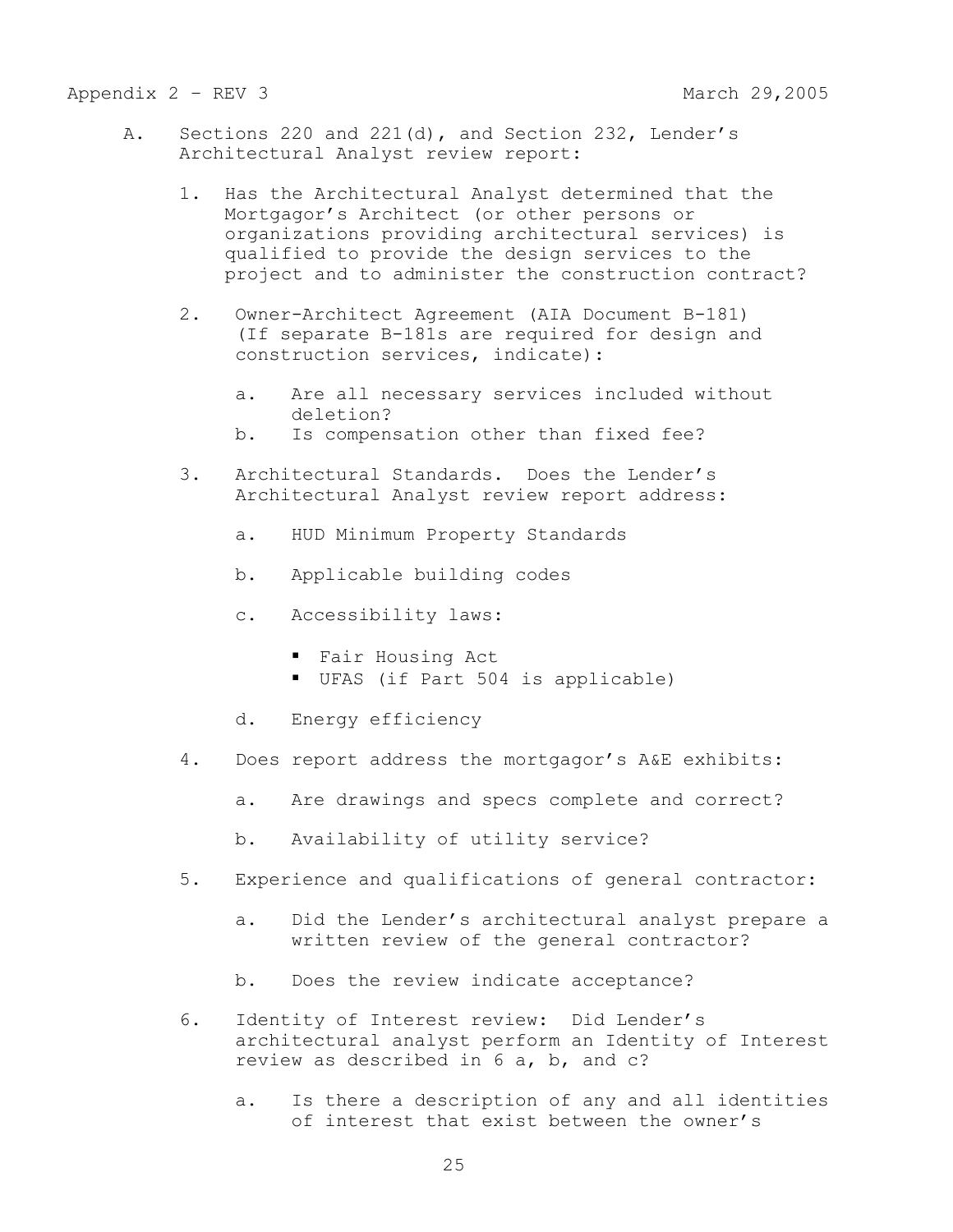A. Sections 220 and 221(d), and Section 232, Lender's Architectural Analyst review report:

1. Has the Architectural Analyst determined that the Mortgagor's Architect (or other persons or organizations providing architectural services) is qualified to provide the design services to the project and to administer the construction contract?

2. Owner-Architect Agreement (AIA Document B-181) (If separate B-181s are required for design and construction services, indicate):

   a. Are all necessary services included without deletion?
   b. Is compensation other than fixed fee?

3. Architectural Standards. Does the Lender's Architectural Analyst review report address:

   a. HUD Minimum Property Standards

   b. Applicable building codes

   c. Accessibility laws:

      - Fair Housing Act
      - UFAS (if Part 504 is applicable)

   d. Energy efficiency

4. Does report address the mortgagor's A&E exhibits:

   a. Are drawings and specs complete and correct?

   b. Availability of utility service?

5. Experience and qualifications of general contractor:

   a. Did the Lender's architectural analyst prepare a written review of the general contractor?

   b. Does the review indicate acceptance?

6. Identity of Interest review: Did Lender's architectural analyst perform an Identity of Interest review as described in 6 a, b, and c?

   a. Is there a description of any and all identities of interest that exist between the owner's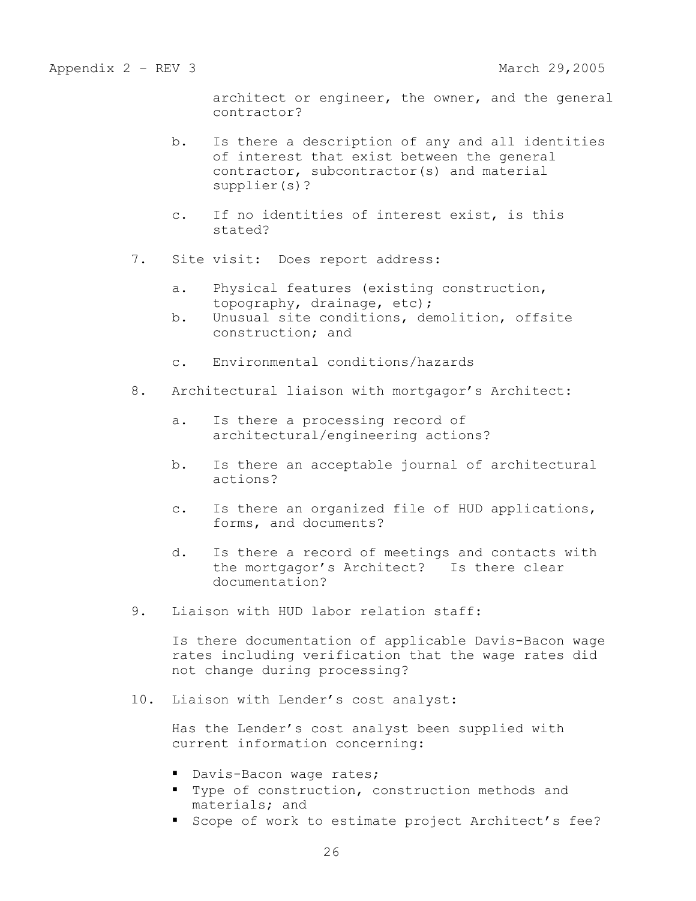architect or engineer, the owner, and the general contractor?

b. Is there a description of any and all identities of interest that exist between the general contractor, subcontractor(s) and material supplier(s)?

c. If no identities of interest exist, is this stated?

7. Site visit: Does report address:

   a. Physical features (existing construction, topography, drainage, etc);
   b. Unusual site conditions, demolition, offsite construction; and

   c. Environmental conditions/hazards

8. Architectural liaison with mortgagor's Architect:

   a. Is there a processing record of architectural/engineering actions?

   b. Is there an acceptable journal of architectural actions?

   c. Is there an organized file of HUD applications, forms, and documents?

   d. Is there a record of meetings and contacts with the mortgagor's Architect? Is there clear documentation?

9. Liaison with HUD labor relation staff:

   Is there documentation of applicable Davis-Bacon wage rates including verification that the wage rates did not change during processing?

10. Liaison with Lender's cost analyst:

    Has the Lender's cost analyst been supplied with current information concerning:

    - Davis-Bacon wage rates;
    - Type of construction, construction methods and materials; and
    - Scope of work to estimate project Architect's fee?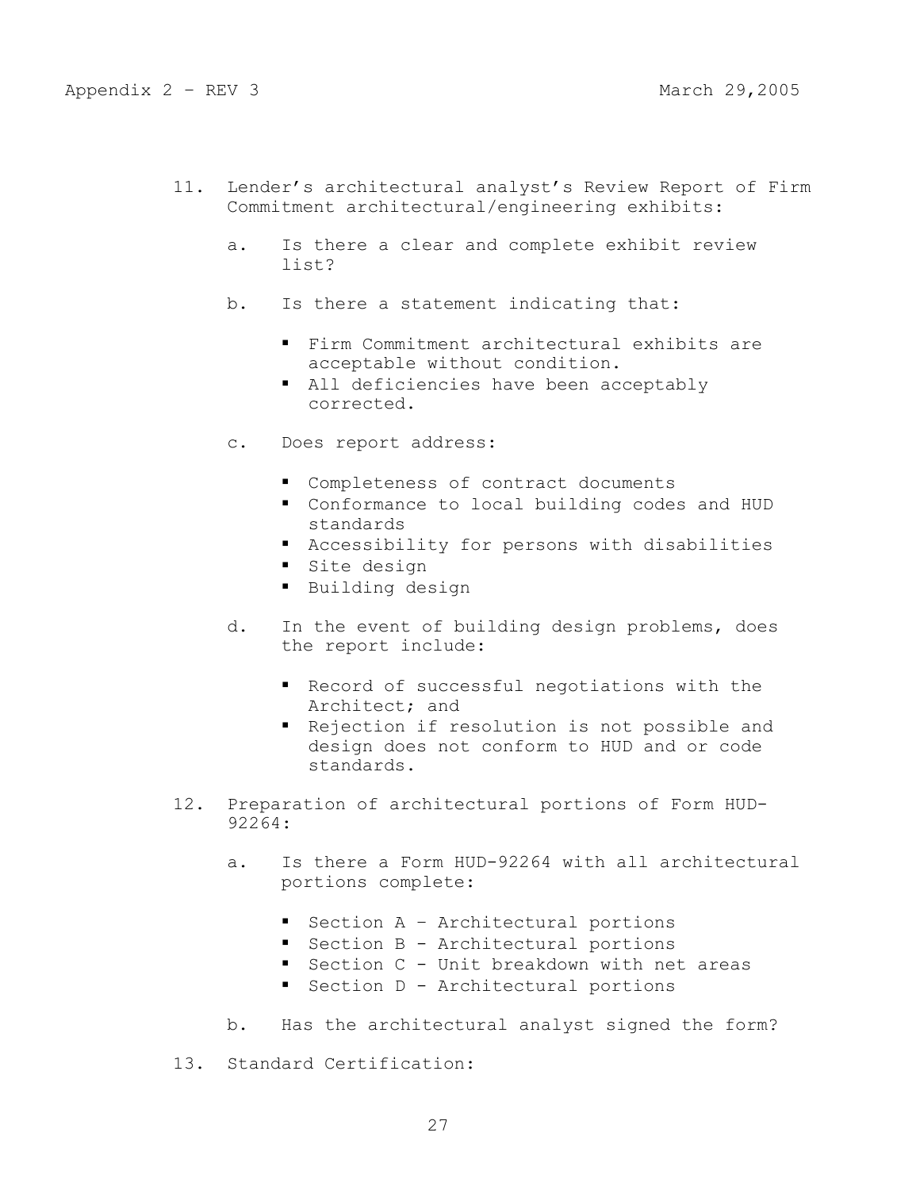11. Lender's architectural analyst's Review Report of Firm Commitment architectural/engineering exhibits:

    a. Is there a clear and complete exhibit review list?

    b. Is there a statement indicating that:

        - Firm Commitment architectural exhibits are acceptable without condition.
        - All deficiencies have been acceptably corrected.

    c. Does report address:

        - Completeness of contract documents
        - Conformance to local building codes and HUD standards
        - Accessibility for persons with disabilities
        - Site design
        - Building design

    d. In the event of building design problems, does the report include:

        - Record of successful negotiations with the Architect; and
        - Rejection if resolution is not possible and design does not conform to HUD and or code standards.

12. Preparation of architectural portions of Form HUD-92264:

    a. Is there a Form HUD-92264 with all architectural portions complete:

        - Section A – Architectural portions
        - Section B - Architectural portions
        - Section C - Unit breakdown with net areas
        - Section D - Architectural portions

    b. Has the architectural analyst signed the form?

13. Standard Certification: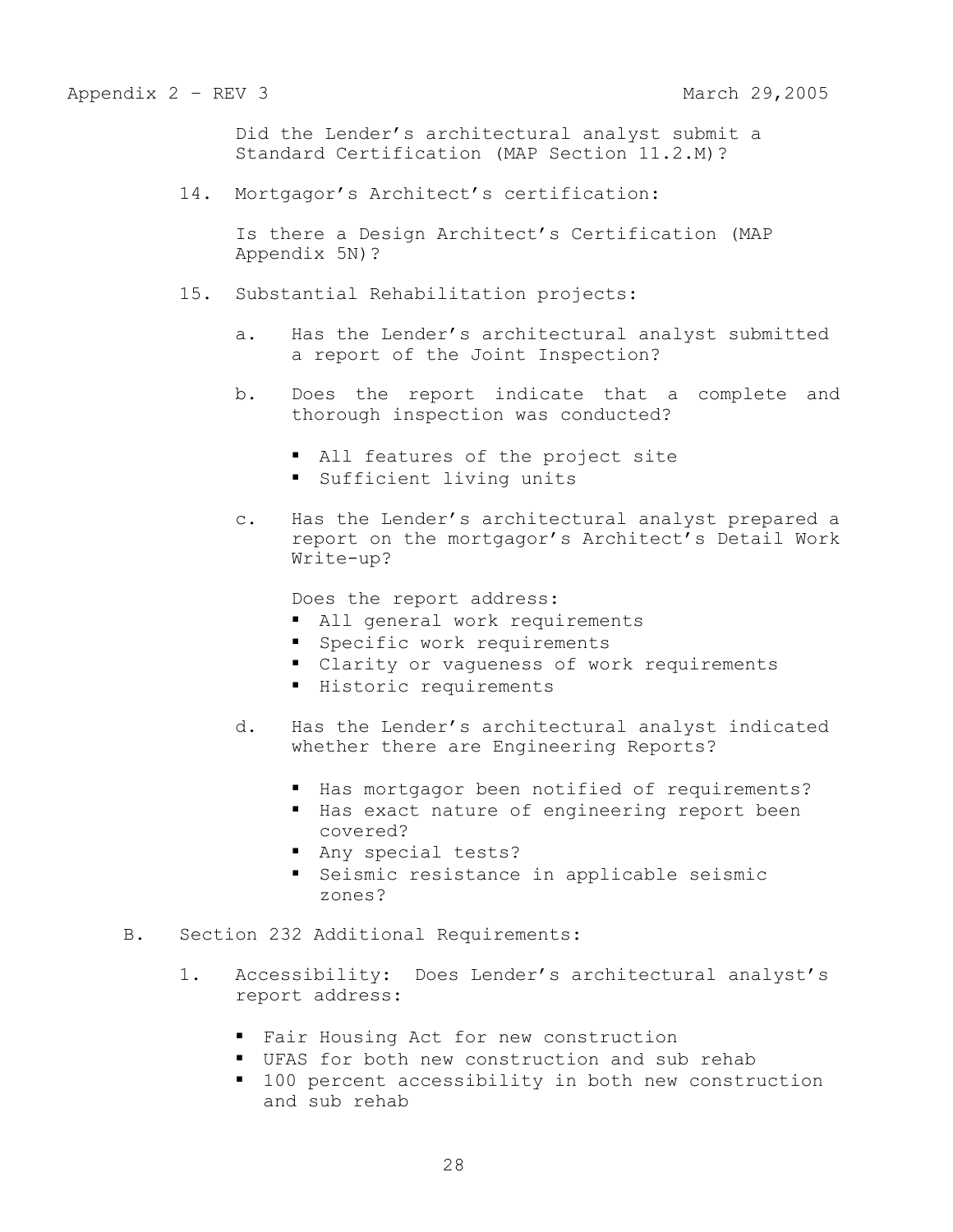Did the Lender's architectural analyst submit a Standard Certification (MAP Section 11.2.M)?

14. Mortgagor's Architect's certification:

    Is there a Design Architect's Certification (MAP Appendix 5N)?

15. Substantial Rehabilitation projects:

    a. Has the Lender's architectural analyst submitted a report of the Joint Inspection?

    b. Does the report indicate that a complete and thorough inspection was conducted?

       - All features of the project site
       - Sufficient living units

    c. Has the Lender's architectural analyst prepared a report on the mortgagor's Architect's Detail Work Write-up?

       Does the report address:
       - All general work requirements
       - Specific work requirements
       - Clarity or vagueness of work requirements
       - Historic requirements

    d. Has the Lender's architectural analyst indicated whether there are Engineering Reports?

       - Has mortgagor been notified of requirements?
       - Has exact nature of engineering report been covered?
       - Any special tests?
       - Seismic resistance in applicable seismic zones?

B. Section 232 Additional Requirements:

1. Accessibility: Does Lender's architectural analyst's report address:

   - Fair Housing Act for new construction
   - UFAS for both new construction and sub rehab
   - 100 percent accessibility in both new construction and sub rehab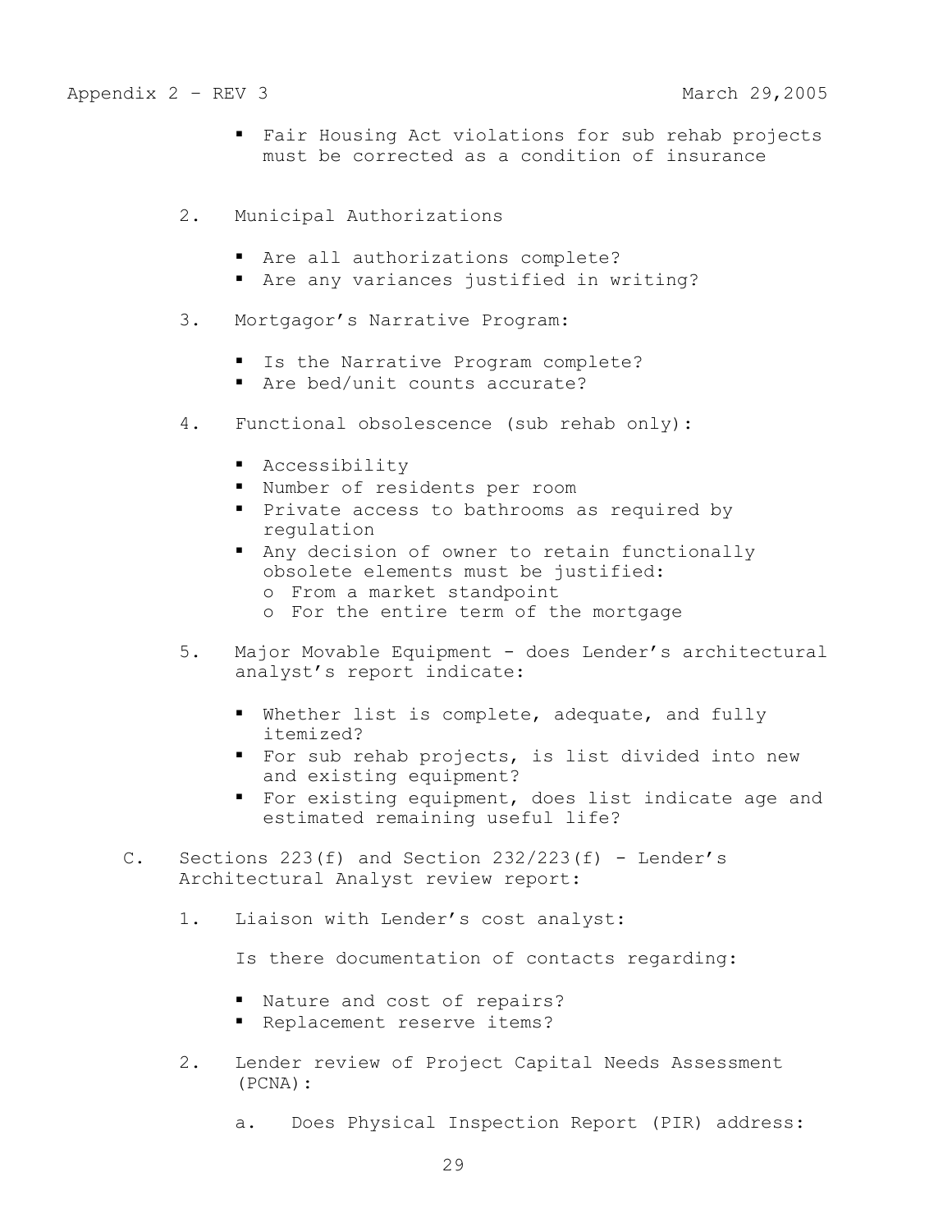- Fair Housing Act violations for sub rehab projects must be corrected as a condition of insurance

2. Municipal Authorizations

   - Are all authorizations complete?
   - Are any variances justified in writing?

3. Mortgagor's Narrative Program:

   - Is the Narrative Program complete?
   - Are bed/unit counts accurate?

4. Functional obsolescence (sub rehab only):

   - Accessibility
   - Number of residents per room
   - Private access to bathrooms as required by regulation
   - Any decision of owner to retain functionally obsolete elements must be justified:
     - From a market standpoint
     - For the entire term of the mortgage

5. Major Movable Equipment - does Lender's architectural analyst's report indicate:

   - Whether list is complete, adequate, and fully itemized?
   - For sub rehab projects, is list divided into new and existing equipment?
   - For existing equipment, does list indicate age and estimated remaining useful life?

C. Sections 223(f) and Section 232/223(f) - Lender's Architectural Analyst review report:

1. Liaison with Lender's cost analyst:

   Is there documentation of contacts regarding:

   - Nature and cost of repairs?
   - Replacement reserve items?

2. Lender review of Project Capital Needs Assessment (PCNA):

   a. Does Physical Inspection Report (PIR) address: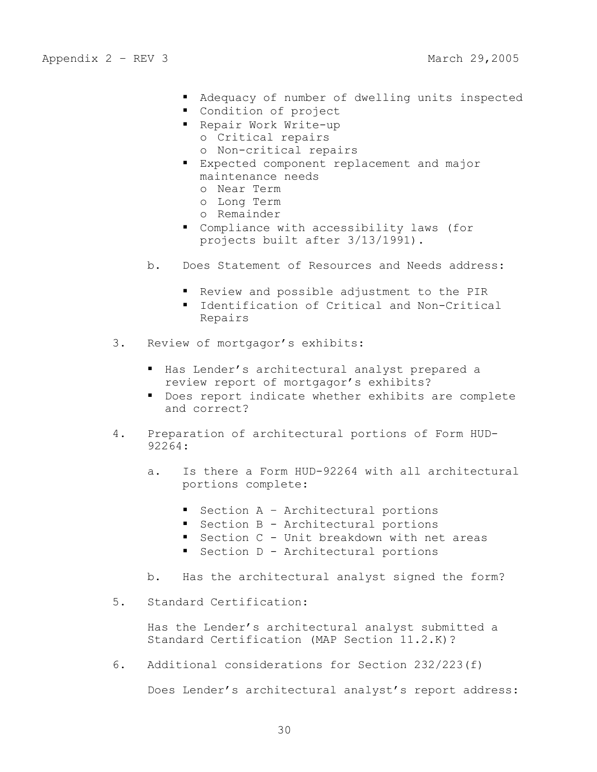- Adequacy of number of dwelling units inspected
- Condition of project
- Repair Work Write-up
  - Critical repairs
  - Non-critical repairs
- Expected component replacement and major maintenance needs
  - Near Term
  - Long Term
  - Remainder
- Compliance with accessibility laws (for projects built after 3/13/1991).

b. Does Statement of Resources and Needs address:

- Review and possible adjustment to the PIR
- Identification of Critical and Non-Critical Repairs

3. Review of mortgagor's exhibits:

- Has Lender's architectural analyst prepared a review report of mortgagor's exhibits?
- Does report indicate whether exhibits are complete and correct?

4. Preparation of architectural portions of Form HUD-92264:

a. Is there a Form HUD-92264 with all architectural portions complete:

- Section A – Architectural portions
- Section B - Architectural portions
- Section C - Unit breakdown with net areas
- Section D - Architectural portions

b. Has the architectural analyst signed the form?

5. Standard Certification:

Has the Lender's architectural analyst submitted a Standard Certification (MAP Section 11.2.K)?

6. Additional considerations for Section 232/223(f)

Does Lender's architectural analyst's report address: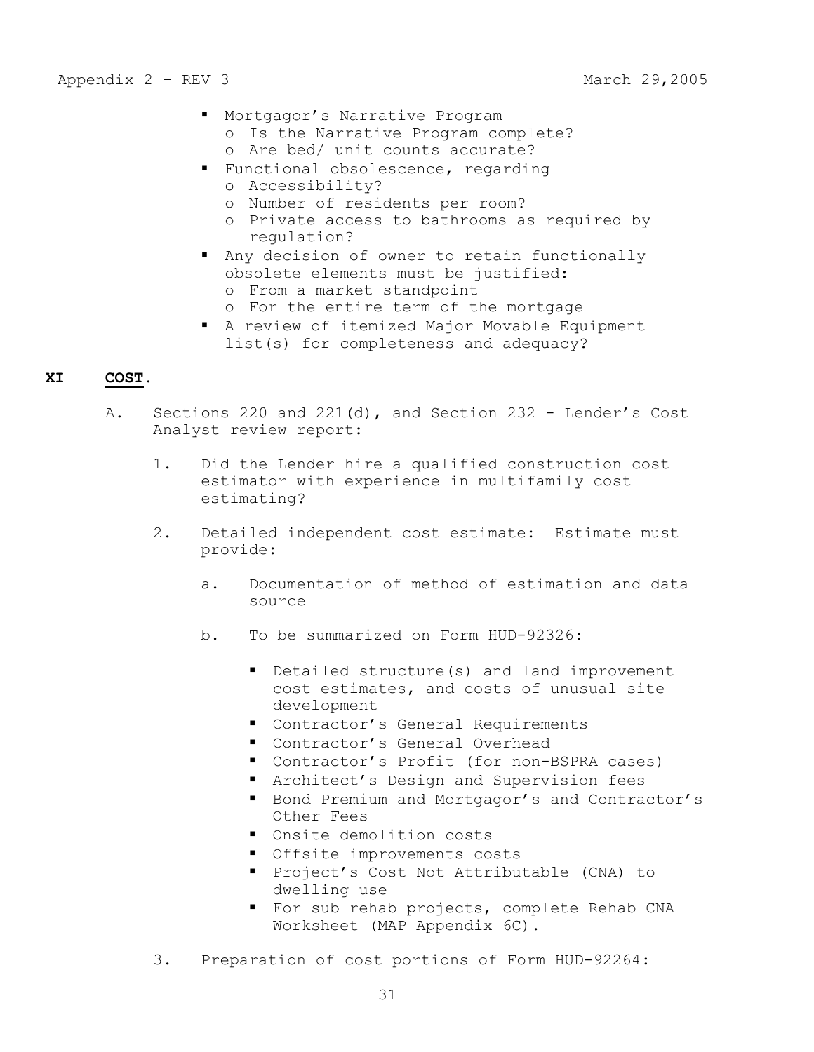- Mortgagor's Narrative Program
  - Is the Narrative Program complete?
  - Are bed/ unit counts accurate?
- Functional obsolescence, regarding
  - Accessibility?
  - Number of residents per room?
  - Private access to bathrooms as required by regulation?
- Any decision of owner to retain functionally obsolete elements must be justified:
  - From a market standpoint
  - For the entire term of the mortgage
- A review of itemized Major Movable Equipment list(s) for completeness and adequacy?

## XI COST.

A. Sections 220 and 221(d), and Section 232 - Lender's Cost Analyst review report:

1. Did the Lender hire a qualified construction cost estimator with experience in multifamily cost estimating?

2. Detailed independent cost estimate: Estimate must provide:

   a. Documentation of method of estimation and data source

   b. To be summarized on Form HUD-92326:

      - Detailed structure(s) and land improvement cost estimates, and costs of unusual site development
      - Contractor's General Requirements
      - Contractor's General Overhead
      - Contractor's Profit (for non-BSPRA cases)
      - Architect's Design and Supervision fees
      - Bond Premium and Mortgagor's and Contractor's Other Fees
      - Onsite demolition costs
      - Offsite improvements costs
      - Project's Cost Not Attributable (CNA) to dwelling use
      - For sub rehab projects, complete Rehab CNA Worksheet (MAP Appendix 6C).

3. Preparation of cost portions of Form HUD-92264: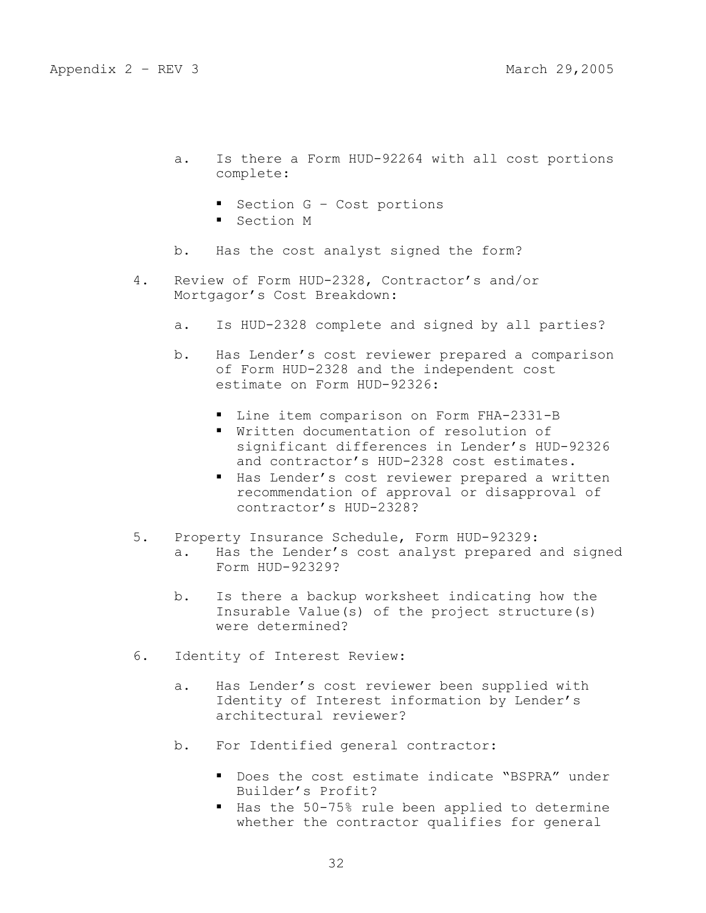a. Is there a Form HUD-92264 with all cost portions complete:

   - Section G – Cost portions
   - Section M

b. Has the cost analyst signed the form?

4. Review of Form HUD-2328, Contractor's and/or Mortgagor's Cost Breakdown:

   a. Is HUD-2328 complete and signed by all parties?

   b. Has Lender's cost reviewer prepared a comparison of Form HUD-2328 and the independent cost estimate on Form HUD-92326:

      - Line item comparison on Form FHA-2331-B
      - Written documentation of resolution of significant differences in Lender's HUD-92326 and contractor's HUD-2328 cost estimates.
      - Has Lender's cost reviewer prepared a written recommendation of approval or disapproval of contractor's HUD-2328?

5. Property Insurance Schedule, Form HUD-92329:

   a. Has the Lender's cost analyst prepared and signed Form HUD-92329?

   b. Is there a backup worksheet indicating how the Insurable Value(s) of the project structure(s) were determined?

6. Identity of Interest Review:

   a. Has Lender's cost reviewer been supplied with Identity of Interest information by Lender's architectural reviewer?

   b. For Identified general contractor:

      - Does the cost estimate indicate "BSPRA" under Builder's Profit?
      - Has the 50-75% rule been applied to determine whether the contractor qualifies for general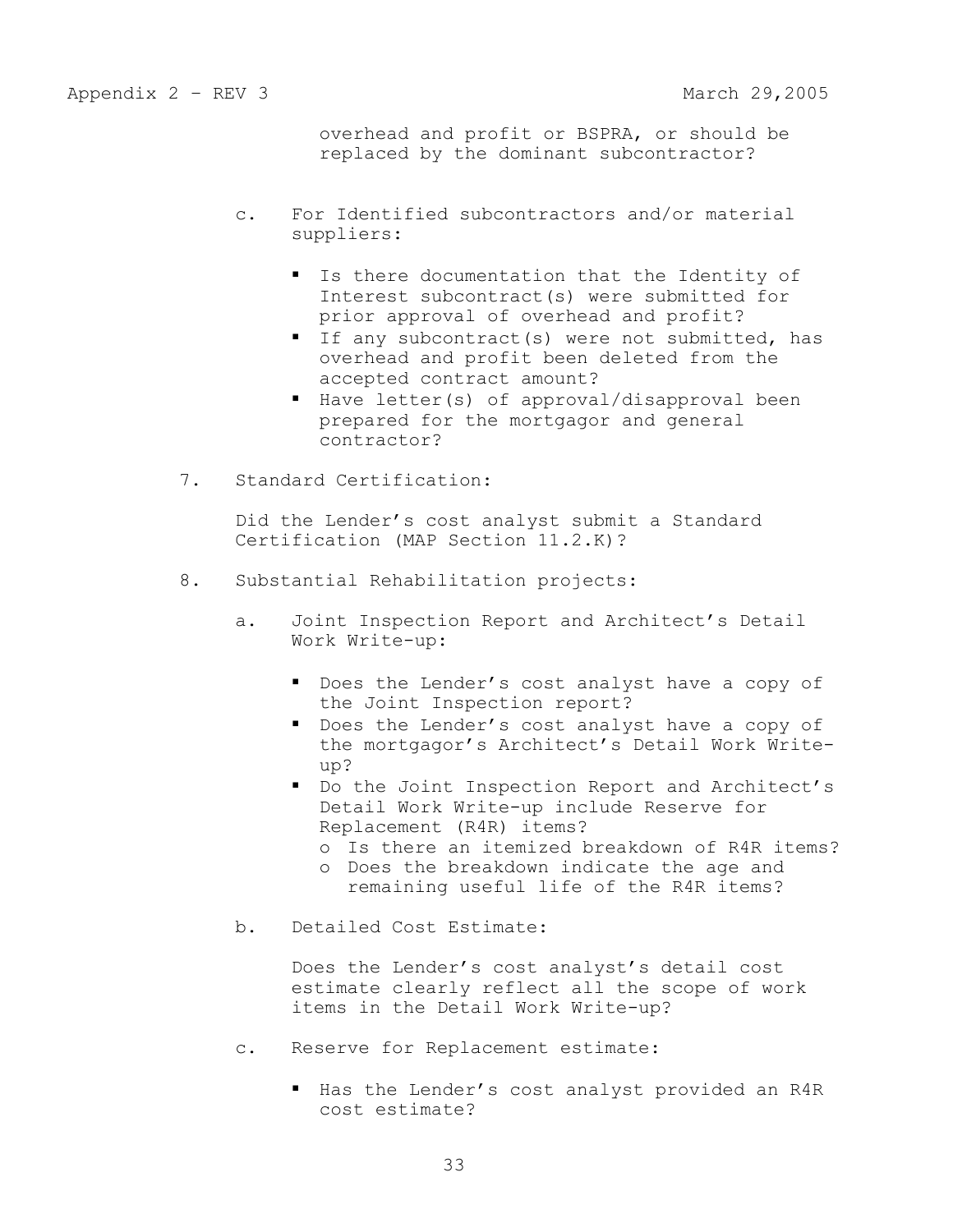overhead and profit or BSPRA, or should be replaced by the dominant subcontractor?

c. For Identified subcontractors and/or material suppliers:

   - Is there documentation that the Identity of Interest subcontract(s) were submitted for prior approval of overhead and profit?
   - If any subcontract(s) were not submitted, has overhead and profit been deleted from the accepted contract amount?
   - Have letter(s) of approval/disapproval been prepared for the mortgagor and general contractor?

7. Standard Certification:

   Did the Lender's cost analyst submit a Standard Certification (MAP Section 11.2.K)?

8. Substantial Rehabilitation projects:

   a. Joint Inspection Report and Architect's Detail Work Write-up:

      - Does the Lender's cost analyst have a copy of the Joint Inspection report?
      - Does the Lender's cost analyst have a copy of the mortgagor's Architect's Detail Work Write-up?
      - Do the Joint Inspection Report and Architect's Detail Work Write-up include Reserve for Replacement (R4R) items?
        - Is there an itemized breakdown of R4R items?
        - Does the breakdown indicate the age and remaining useful life of the R4R items?

   b. Detailed Cost Estimate:

      Does the Lender's cost analyst's detail cost estimate clearly reflect all the scope of work items in the Detail Work Write-up?

   c. Reserve for Replacement estimate:

      - Has the Lender's cost analyst provided an R4R cost estimate?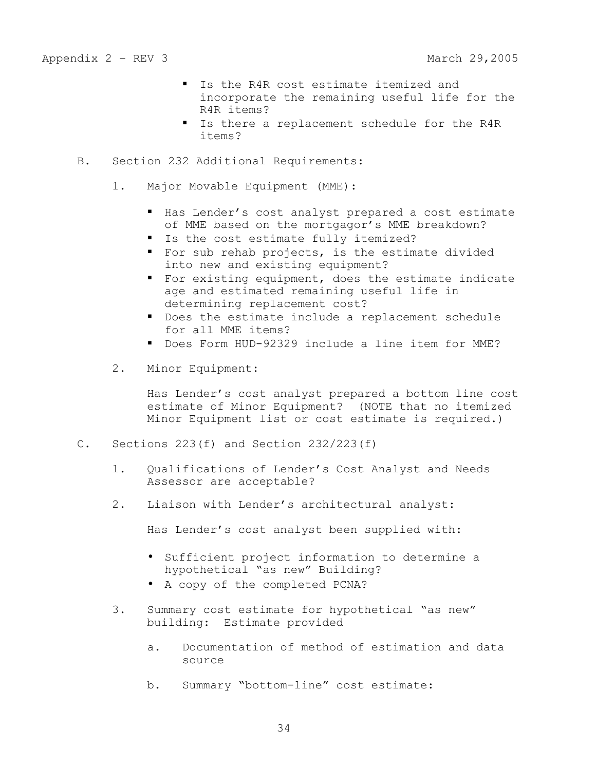- Is the R4R cost estimate itemized and incorporate the remaining useful life for the R4R items?
- Is there a replacement schedule for the R4R items?

B. Section 232 Additional Requirements:

1. Major Movable Equipment (MME):

   - Has Lender's cost analyst prepared a cost estimate of MME based on the mortgagor's MME breakdown?
   - Is the cost estimate fully itemized?
   - For sub rehab projects, is the estimate divided into new and existing equipment?
   - For existing equipment, does the estimate indicate age and estimated remaining useful life in determining replacement cost?
   - Does the estimate include a replacement schedule for all MME items?
   - Does Form HUD-92329 include a line item for MME?

2. Minor Equipment:

   Has Lender's cost analyst prepared a bottom line cost estimate of Minor Equipment? (NOTE that no itemized Minor Equipment list or cost estimate is required.)

C. Sections 223(f) and Section 232/223(f)

1. Qualifications of Lender's Cost Analyst and Needs Assessor are acceptable?

2. Liaison with Lender's architectural analyst:

   Has Lender's cost analyst been supplied with:

   - Sufficient project information to determine a hypothetical "as new" Building?
   - A copy of the completed PCNA?

3. Summary cost estimate for hypothetical "as new" building: Estimate provided

   a. Documentation of method of estimation and data source

   b. Summary "bottom-line" cost estimate: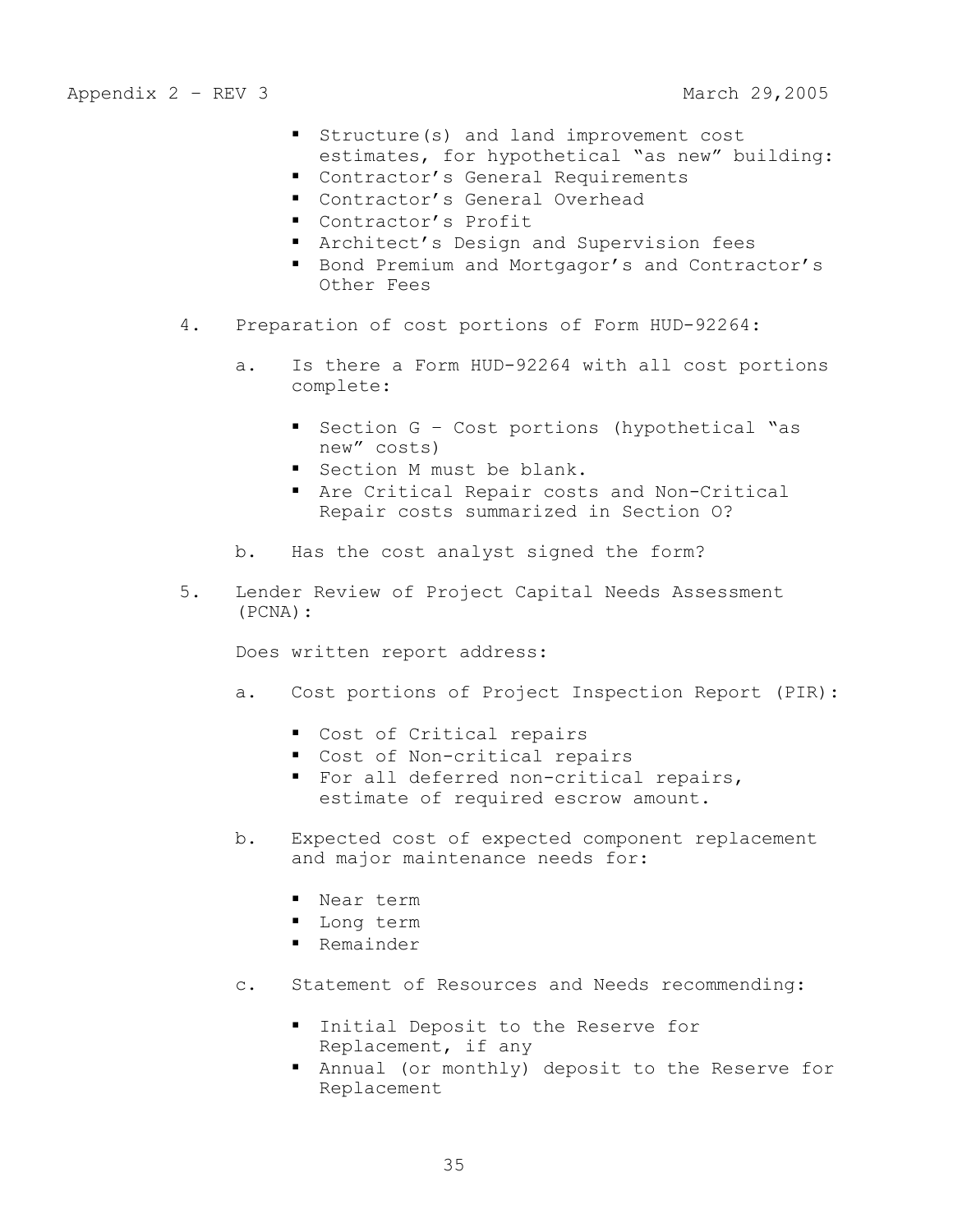- Structure(s) and land improvement cost estimates, for hypothetical "as new" building:
- Contractor's General Requirements
- Contractor's General Overhead
- Contractor's Profit
- Architect's Design and Supervision fees
- Bond Premium and Mortgagor's and Contractor's Other Fees

4. Preparation of cost portions of Form HUD-92264:

   a. Is there a Form HUD-92264 with all cost portions complete:

      - Section G – Cost portions (hypothetical "as new" costs)
      - Section M must be blank.
      - Are Critical Repair costs and Non-Critical Repair costs summarized in Section O?

   b. Has the cost analyst signed the form?

5. Lender Review of Project Capital Needs Assessment (PCNA):

   Does written report address:

   a. Cost portions of Project Inspection Report (PIR):

      - Cost of Critical repairs
      - Cost of Non-critical repairs
      - For all deferred non-critical repairs, estimate of required escrow amount.

   b. Expected cost of expected component replacement and major maintenance needs for:

      - Near term
      - Long term
      - Remainder

   c. Statement of Resources and Needs recommending:

      - Initial Deposit to the Reserve for Replacement, if any
      - Annual (or monthly) deposit to the Reserve for Replacement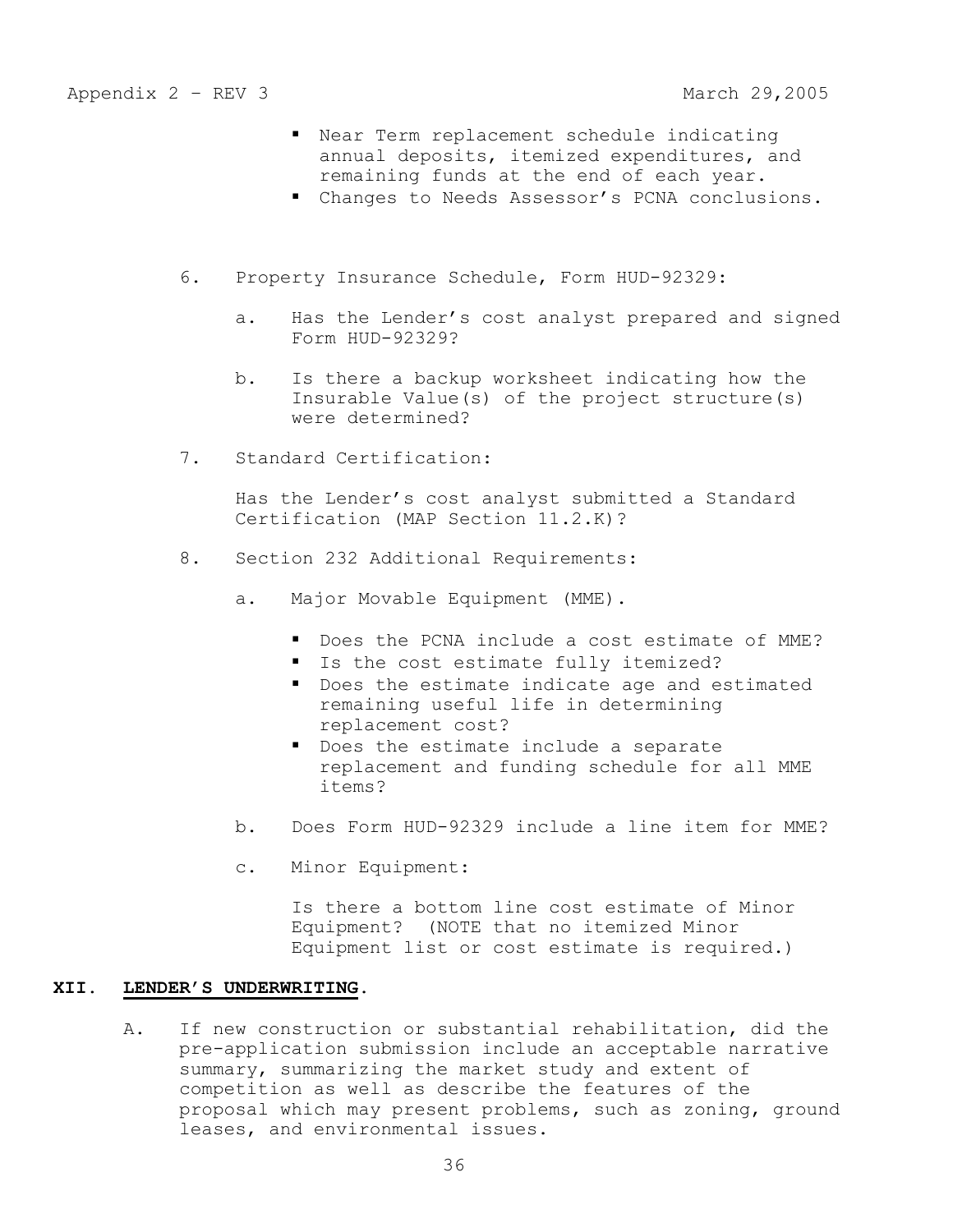- Near Term replacement schedule indicating annual deposits, itemized expenditures, and remaining funds at the end of each year.
- Changes to Needs Assessor's PCNA conclusions.

6. Property Insurance Schedule, Form HUD-92329:

   a. Has the Lender's cost analyst prepared and signed Form HUD-92329?

   b. Is there a backup worksheet indicating how the Insurable Value(s) of the project structure(s) were determined?

7. Standard Certification:

   Has the Lender's cost analyst submitted a Standard Certification (MAP Section 11.2.K)?

8. Section 232 Additional Requirements:

   a. Major Movable Equipment (MME).

      - Does the PCNA include a cost estimate of MME?
      - Is the cost estimate fully itemized?
      - Does the estimate indicate age and estimated remaining useful life in determining replacement cost?
      - Does the estimate include a separate replacement and funding schedule for all MME items?

   b. Does Form HUD-92329 include a line item for MME?

   c. Minor Equipment:

      Is there a bottom line cost estimate of Minor Equipment? (NOTE that no itemized Minor Equipment list or cost estimate is required.)

## XII. LENDER'S UNDERWRITING.

A. If new construction or substantial rehabilitation, did the pre-application submission include an acceptable narrative summary, summarizing the market study and extent of competition as well as describe the features of the proposal which may present problems, such as zoning, ground leases, and environmental issues.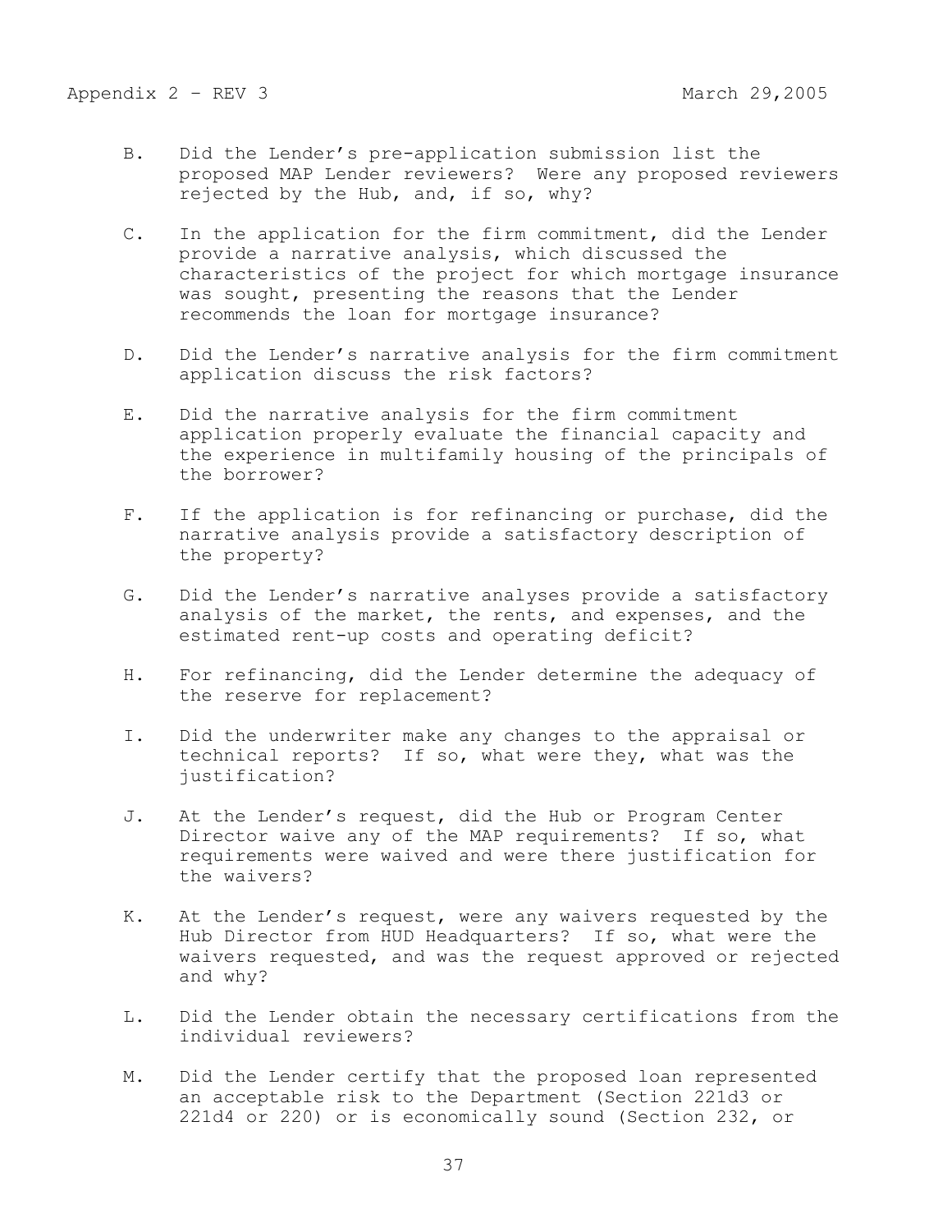B. Did the Lender's pre-application submission list the proposed MAP Lender reviewers? Were any proposed reviewers rejected by the Hub, and, if so, why?

C. In the application for the firm commitment, did the Lender provide a narrative analysis, which discussed the characteristics of the project for which mortgage insurance was sought, presenting the reasons that the Lender recommends the loan for mortgage insurance?

D. Did the Lender's narrative analysis for the firm commitment application discuss the risk factors?

E. Did the narrative analysis for the firm commitment application properly evaluate the financial capacity and the experience in multifamily housing of the principals of the borrower?

F. If the application is for refinancing or purchase, did the narrative analysis provide a satisfactory description of the property?

G. Did the Lender's narrative analyses provide a satisfactory analysis of the market, the rents, and expenses, and the estimated rent-up costs and operating deficit?

H. For refinancing, did the Lender determine the adequacy of the reserve for replacement?

I. Did the underwriter make any changes to the appraisal or technical reports? If so, what were they, what was the justification?

J. At the Lender's request, did the Hub or Program Center Director waive any of the MAP requirements? If so, what requirements were waived and were there justification for the waivers?

K. At the Lender's request, were any waivers requested by the Hub Director from HUD Headquarters? If so, what were the waivers requested, and was the request approved or rejected and why?

L. Did the Lender obtain the necessary certifications from the individual reviewers?

M. Did the Lender certify that the proposed loan represented an acceptable risk to the Department (Section 221d3 or 221d4 or 220) or is economically sound (Section 232, or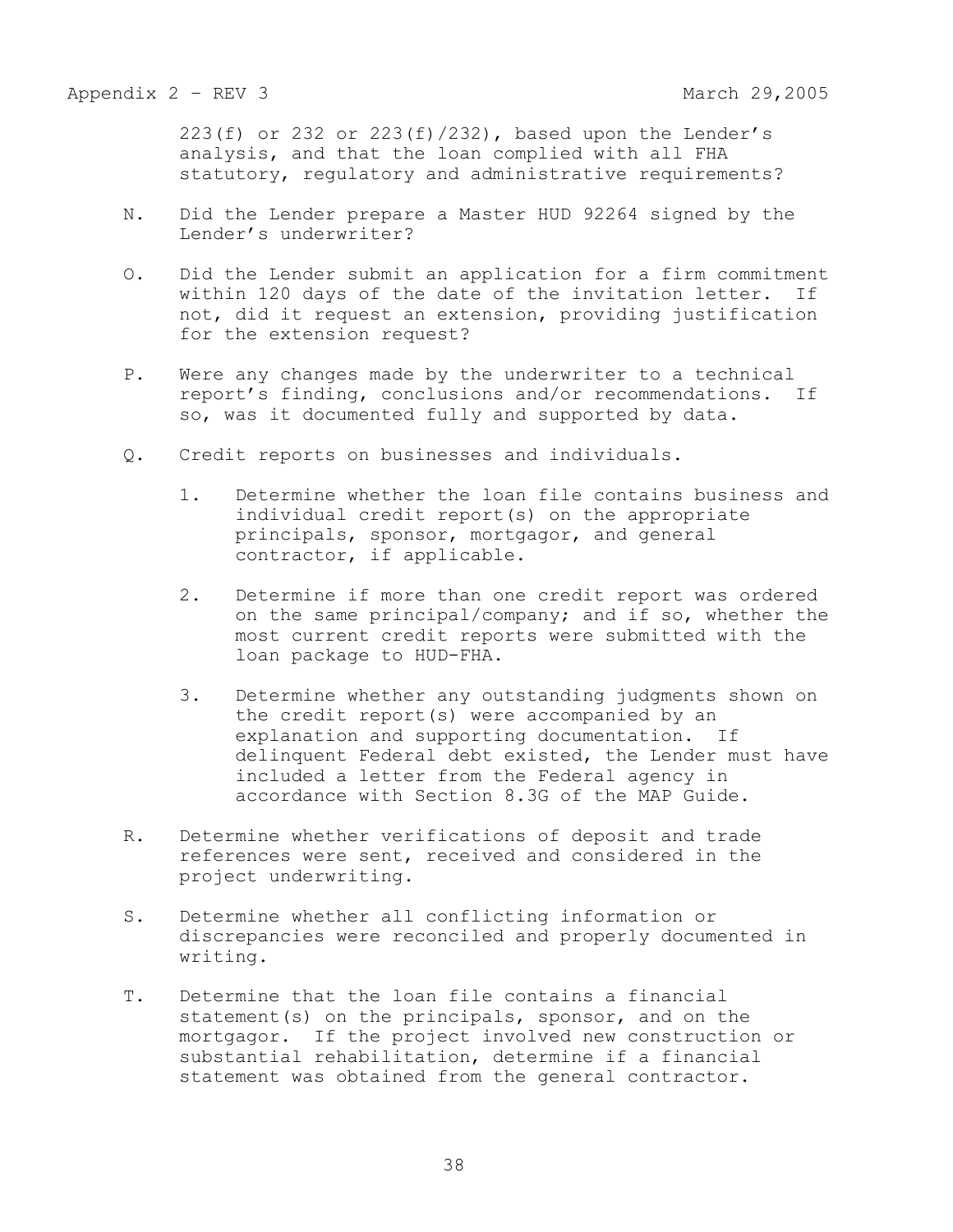223(f) or 232 or 223(f)/232), based upon the Lender's analysis, and that the loan complied with all FHA statutory, regulatory and administrative requirements?

N. Did the Lender prepare a Master HUD 92264 signed by the Lender's underwriter?

O. Did the Lender submit an application for a firm commitment within 120 days of the date of the invitation letter. If not, did it request an extension, providing justification for the extension request?

P. Were any changes made by the underwriter to a technical report's finding, conclusions and/or recommendations. If so, was it documented fully and supported by data.

Q. Credit reports on businesses and individuals.

   1. Determine whether the loan file contains business and individual credit report(s) on the appropriate principals, sponsor, mortgagor, and general contractor, if applicable.

   2. Determine if more than one credit report was ordered on the same principal/company; and if so, whether the most current credit reports were submitted with the loan package to HUD-FHA.

   3. Determine whether any outstanding judgments shown on the credit report(s) were accompanied by an explanation and supporting documentation. If delinquent Federal debt existed, the Lender must have included a letter from the Federal agency in accordance with Section 8.3G of the MAP Guide.

R. Determine whether verifications of deposit and trade references were sent, received and considered in the project underwriting.

S. Determine whether all conflicting information or discrepancies were reconciled and properly documented in writing.

T. Determine that the loan file contains a financial statement(s) on the principals, sponsor, and on the mortgagor. If the project involved new construction or substantial rehabilitation, determine if a financial statement was obtained from the general contractor.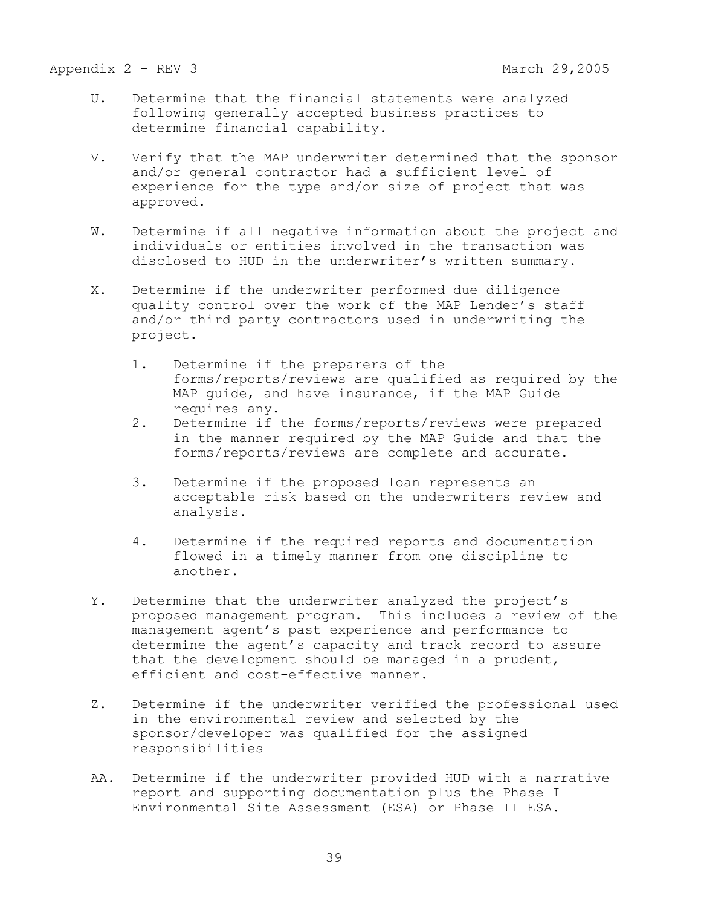U. Determine that the financial statements were analyzed following generally accepted business practices to determine financial capability.

V. Verify that the MAP underwriter determined that the sponsor and/or general contractor had a sufficient level of experience for the type and/or size of project that was approved.

W. Determine if all negative information about the project and individuals or entities involved in the transaction was disclosed to HUD in the underwriter's written summary.

X. Determine if the underwriter performed due diligence quality control over the work of the MAP Lender's staff and/or third party contractors used in underwriting the project.

   1. Determine if the preparers of the forms/reports/reviews are qualified as required by the MAP guide, and have insurance, if the MAP Guide requires any.
   2. Determine if the forms/reports/reviews were prepared in the manner required by the MAP Guide and that the forms/reports/reviews are complete and accurate.
   3. Determine if the proposed loan represents an acceptable risk based on the underwriters review and analysis.
   4. Determine if the required reports and documentation flowed in a timely manner from one discipline to another.

Y. Determine that the underwriter analyzed the project's proposed management program. This includes a review of the management agent's past experience and performance to determine the agent's capacity and track record to assure that the development should be managed in a prudent, efficient and cost-effective manner.

Z. Determine if the underwriter verified the professional used in the environmental review and selected by the sponsor/developer was qualified for the assigned responsibilities

AA. Determine if the underwriter provided HUD with a narrative report and supporting documentation plus the Phase I Environmental Site Assessment (ESA) or Phase II ESA.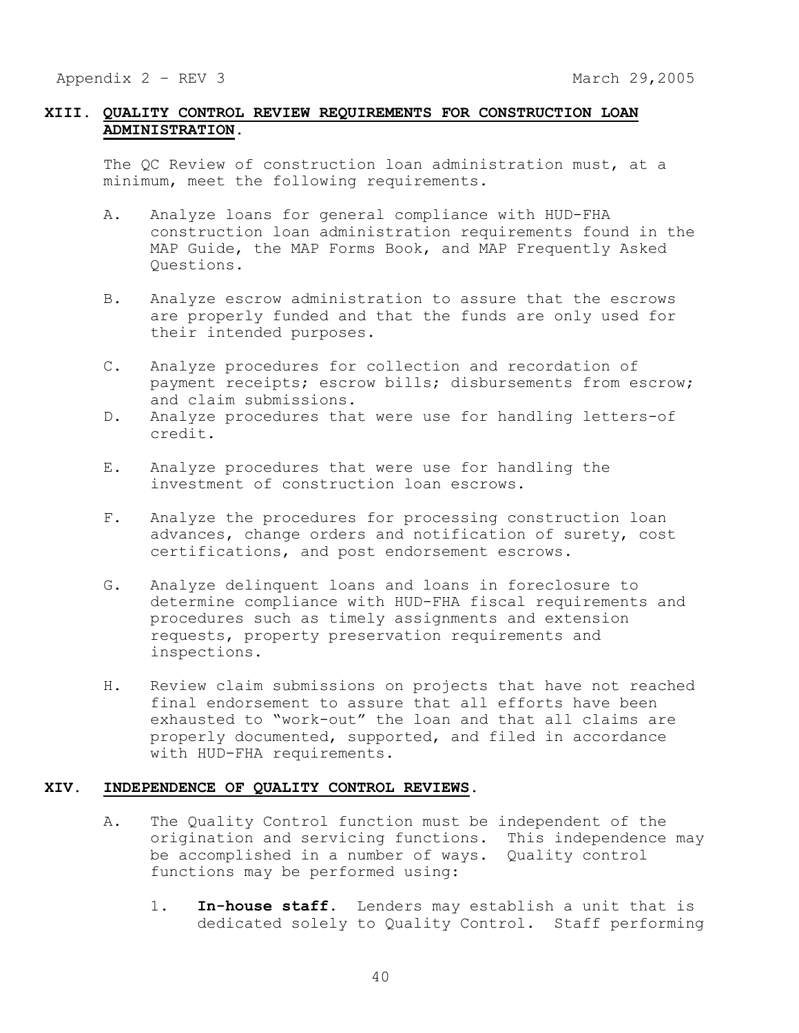## XIII. QUALITY CONTROL REVIEW REQUIREMENTS FOR CONSTRUCTION LOAN ADMINISTRATION.

The QC Review of construction loan administration must, at a minimum, meet the following requirements.

A. Analyze loans for general compliance with HUD-FHA construction loan administration requirements found in the MAP Guide, the MAP Forms Book, and MAP Frequently Asked Questions.

B. Analyze escrow administration to assure that the escrows are properly funded and that the funds are only used for their intended purposes.

C. Analyze procedures for collection and recordation of payment receipts; escrow bills; disbursements from escrow; and claim submissions.

D. Analyze procedures that were use for handling letters-of credit.

E. Analyze procedures that were use for handling the investment of construction loan escrows.

F. Analyze the procedures for processing construction loan advances, change orders and notification of surety, cost certifications, and post endorsement escrows.

G. Analyze delinquent loans and loans in foreclosure to determine compliance with HUD-FHA fiscal requirements and procedures such as timely assignments and extension requests, property preservation requirements and inspections.

H. Review claim submissions on projects that have not reached final endorsement to assure that all efforts have been exhausted to "work-out" the loan and that all claims are properly documented, supported, and filed in accordance with HUD-FHA requirements.

## XIV. INDEPENDENCE OF QUALITY CONTROL REVIEWS.

A. The Quality Control function must be independent of the origination and servicing functions. This independence may be accomplished in a number of ways. Quality control functions may be performed using:

1. **In-house staff.** Lenders may establish a unit that is dedicated solely to Quality Control. Staff performing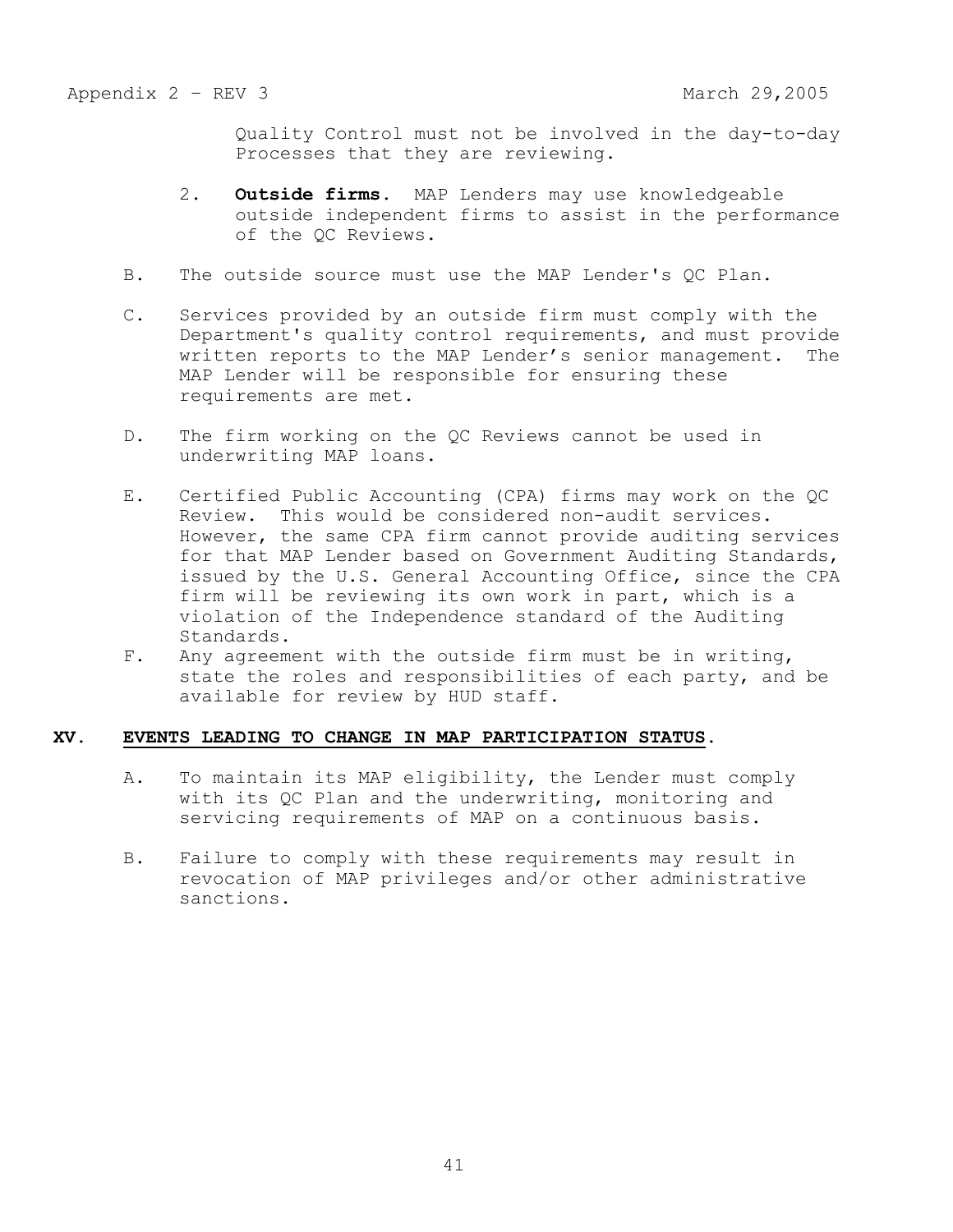Quality Control must not be involved in the day-to-day Processes that they are reviewing.

2. **Outside firms.** MAP Lenders may use knowledgeable outside independent firms to assist in the performance of the QC Reviews.

B. The outside source must use the MAP Lender's QC Plan.

C. Services provided by an outside firm must comply with the Department's quality control requirements, and must provide written reports to the MAP Lender's senior management. The MAP Lender will be responsible for ensuring these requirements are met.

D. The firm working on the QC Reviews cannot be used in underwriting MAP loans.

E. Certified Public Accounting (CPA) firms may work on the QC Review. This would be considered non-audit services. However, the same CPA firm cannot provide auditing services for that MAP Lender based on Government Auditing Standards, issued by the U.S. General Accounting Office, since the CPA firm will be reviewing its own work in part, which is a violation of the Independence standard of the Auditing Standards.

F. Any agreement with the outside firm must be in writing, state the roles and responsibilities of each party, and be available for review by HUD staff.

## XV. EVENTS LEADING TO CHANGE IN MAP PARTICIPATION STATUS.

A. To maintain its MAP eligibility, the Lender must comply with its QC Plan and the underwriting, monitoring and servicing requirements of MAP on a continuous basis.

B. Failure to comply with these requirements may result in revocation of MAP privileges and/or other administrative sanctions.